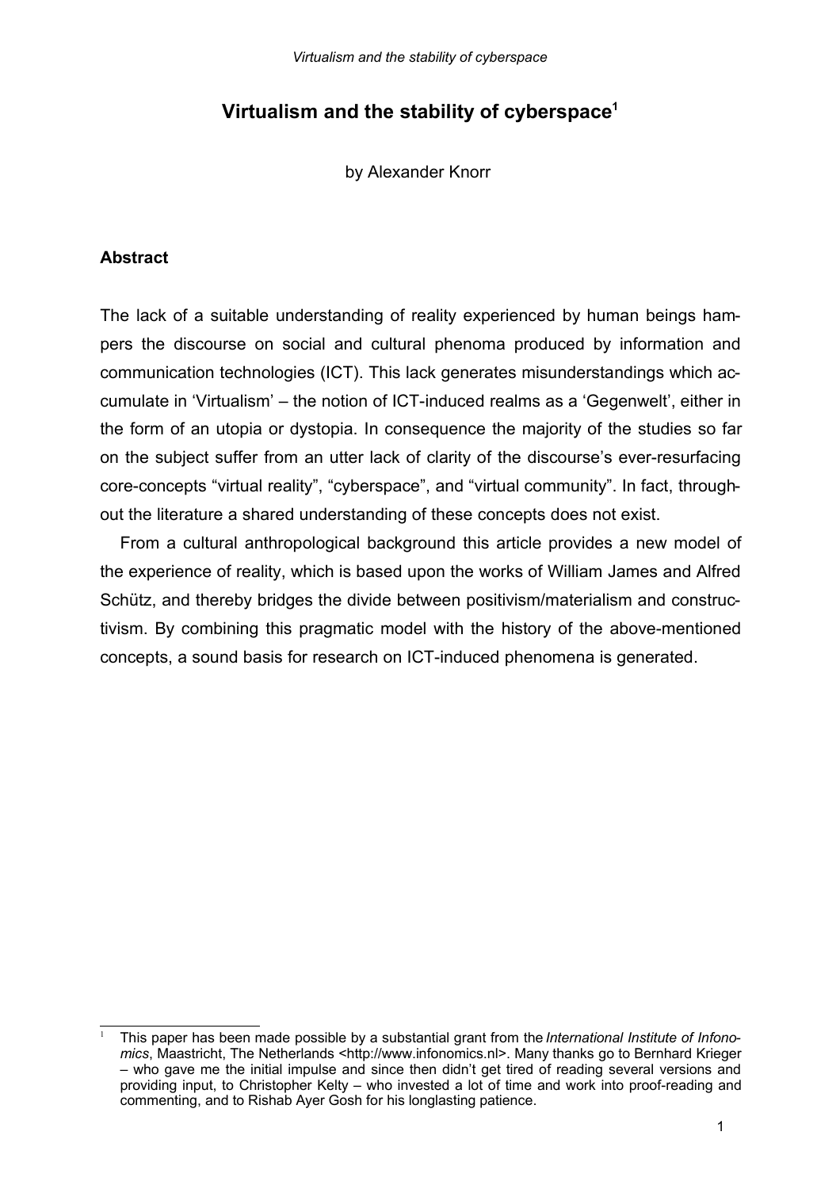# Virtualism and the stability of cyberspace[1]

by Alexander Knorr

## Abstract

The lack of a suitable understanding of reality experienced by human beings hampers the discourse on social and cultural phenoma produced by information and communication technologies (ICT). This lack generates misunderstandings which accumulate in 'Virtualism' – the notion of ICT-induced realms as a 'Gegenwelt', either in the form of an utopia or dystopia. In consequence the majority of the studies so far on the subject suffer from an utter lack of clarity of the discourse's ever-resurfacing core-concepts "virtual reality", "cyberspace", and "virtual community". In fact, throughout the literature a shared understanding of these concepts does not exist.

From a cultural anthropological background this article provides a new model of the experience of reality, which is based upon the works of William James and Alfred Schütz, and thereby bridges the divide between positivism/materialism and constructivism. By combining this pragmatic model with the history of the above-mentioned concepts, a sound basis for research on ICT-induced phenomena is generated.

---

[1] This paper has been made possible by a substantial grant from the *International Institute of Infonomics*, Maastricht, The Netherlands <http://www.infonomics.nl>. Many thanks go to Bernhard Krieger – who gave me the initial impulse and since then didn't get tired of reading several versions and providing input, to Christopher Kelty – who invested a lot of time and work into proof-reading and commenting, and to Rishab Ayer Gosh for his longlasting patience.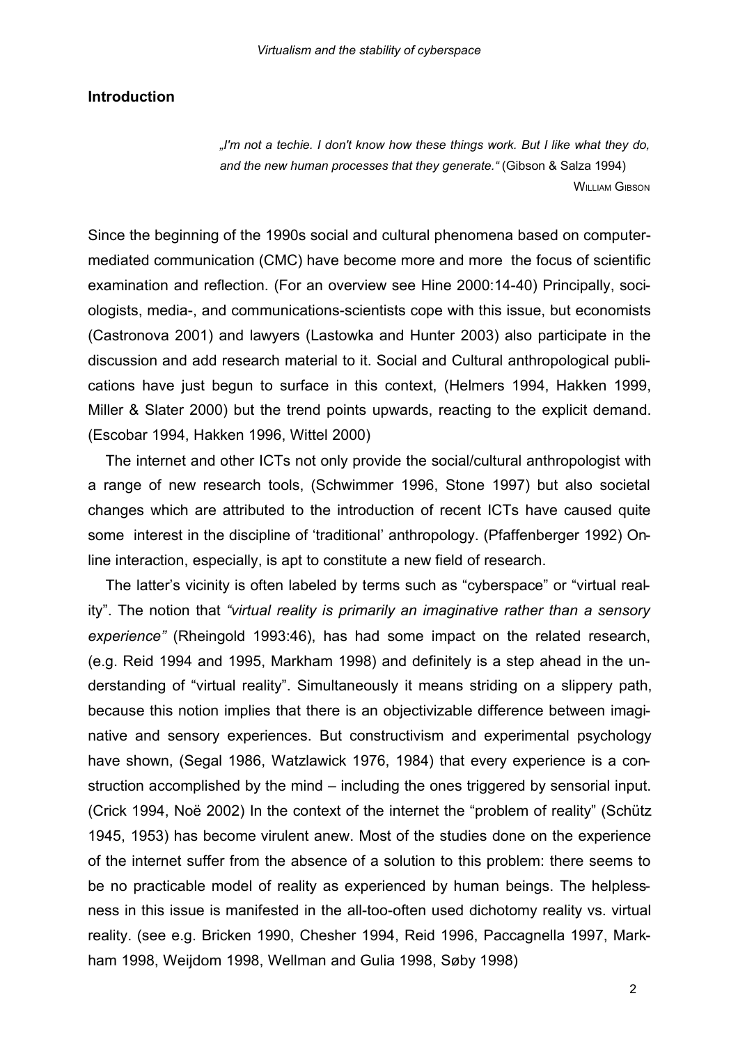## Introduction

> *„I'm not a techie. I don't know how these things work. But I like what they do, and the new human processes that they generate."* (Gibson & Salza 1994)
>
> WILLIAM GIBSON

Since the beginning of the 1990s social and cultural phenomena based on computer-mediated communication (CMC) have become more and more the focus of scientific examination and reflection. (For an overview see Hine 2000:14-40) Principally, sociologists, media-, and communications-scientists cope with this issue, but economists (Castronova 2001) and lawyers (Lastowka and Hunter 2003) also participate in the discussion and add research material to it. Social and Cultural anthropological publications have just begun to surface in this context, (Helmers 1994, Hakken 1999, Miller & Slater 2000) but the trend points upwards, reacting to the explicit demand. (Escobar 1994, Hakken 1996, Wittel 2000)

The internet and other ICTs not only provide the social/cultural anthropologist with a range of new research tools, (Schwimmer 1996, Stone 1997) but also societal changes which are attributed to the introduction of recent ICTs have caused quite some interest in the discipline of 'traditional' anthropology. (Pfaffenberger 1992) Online interaction, especially, is apt to constitute a new field of research.

The latter's vicinity is often labeled by terms such as "cyberspace" or "virtual reality". The notion that *"virtual reality is primarily an imaginative rather than a sensory experience"* (Rheingold 1993:46), has had some impact on the related research, (e.g. Reid 1994 and 1995, Markham 1998) and definitely is a step ahead in the understanding of "virtual reality". Simultaneously it means striding on a slippery path, because this notion implies that there is an objectivizable difference between imaginative and sensory experiences. But constructivism and experimental psychology have shown, (Segal 1986, Watzlawick 1976, 1984) that every experience is a construction accomplished by the mind – including the ones triggered by sensorial input. (Crick 1994, Noë 2002) In the context of the internet the "problem of reality" (Schütz 1945, 1953) has become virulent anew. Most of the studies done on the experience of the internet suffer from the absence of a solution to this problem: there seems to be no practicable model of reality as experienced by human beings. The helplessness in this issue is manifested in the all-too-often used dichotomy reality vs. virtual reality. (see e.g. Bricken 1990, Chesher 1994, Reid 1996, Paccagnella 1997, Markham 1998, Weijdom 1998, Wellman and Gulia 1998, Søby 1998)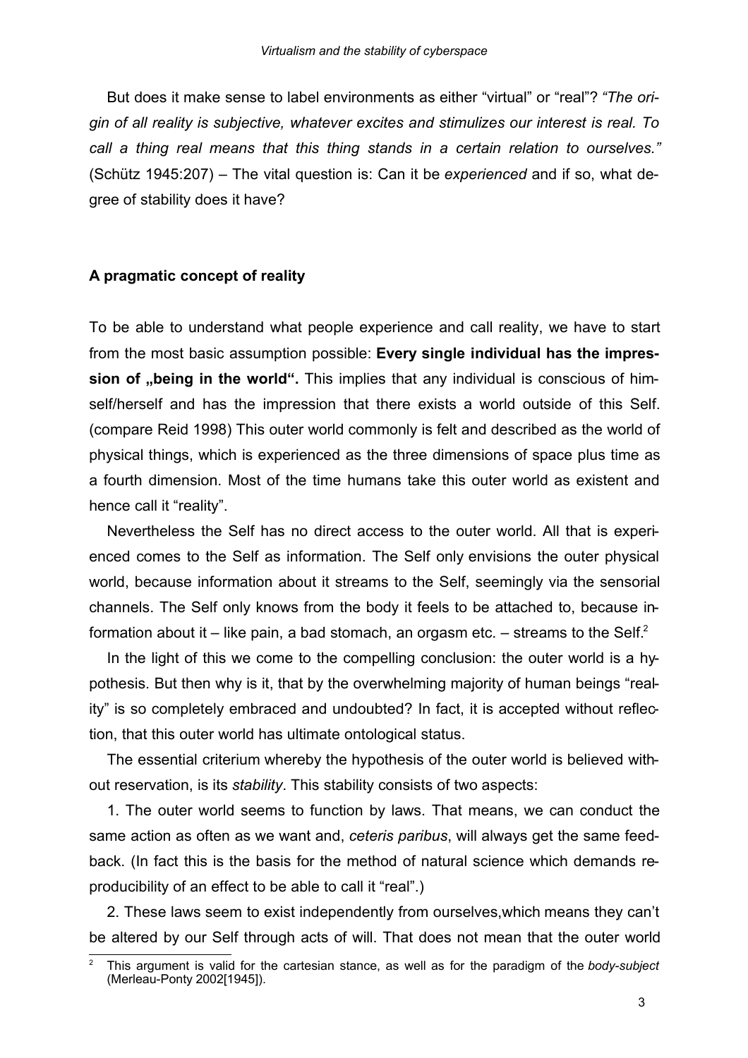But does it make sense to label environments as either “virtual” or “real”? *“The origin of all reality is subjective, whatever excites and stimulizes our interest is real. To call a thing real means that this thing stands in a certain relation to ourselves.”* (Schütz 1945:207) – The vital question is: Can it be *experienced* and if so, what degree of stability does it have?

## A pragmatic concept of reality

To be able to understand what people experience and call reality, we have to start from the most basic assumption possible: **Every single individual has the impression of „being in the world“.** This implies that any individual is conscious of himself/herself and has the impression that there exists a world outside of this Self. (compare Reid 1998) This outer world commonly is felt and described as the world of physical things, which is experienced as the three dimensions of space plus time as a fourth dimension. Most of the time humans take this outer world as existent and hence call it “reality”.

Nevertheless the Self has no direct access to the outer world. All that is experienced comes to the Self as information. The Self only envisions the outer physical world, because information about it streams to the Self, seemingly via the sensorial channels. The Self only knows from the body it feels to be attached to, because information about it – like pain, a bad stomach, an orgasm etc. – streams to the Self.[2]

In the light of this we come to the compelling conclusion: the outer world is a hypothesis. But then why is it, that by the overwhelming majority of human beings “reality” is so completely embraced and undoubted? In fact, it is accepted without reflection, that this outer world has ultimate ontological status.

The essential criterium whereby the hypothesis of the outer world is believed without reservation, is its *stability*. This stability consists of two aspects:

1. The outer world seems to function by laws. That means, we can conduct the same action as often as we want and, *ceteris paribus*, will always get the same feedback. (In fact this is the basis for the method of natural science which demands reproducibility of an effect to be able to call it “real”.)

2. These laws seem to exist independently from ourselves,which means they can’t be altered by our Self through acts of will. That does not mean that the outer world

[2] This argument is valid for the cartesian stance, as well as for the paradigm of the *body-subject* (Merleau-Ponty 2002[1945]).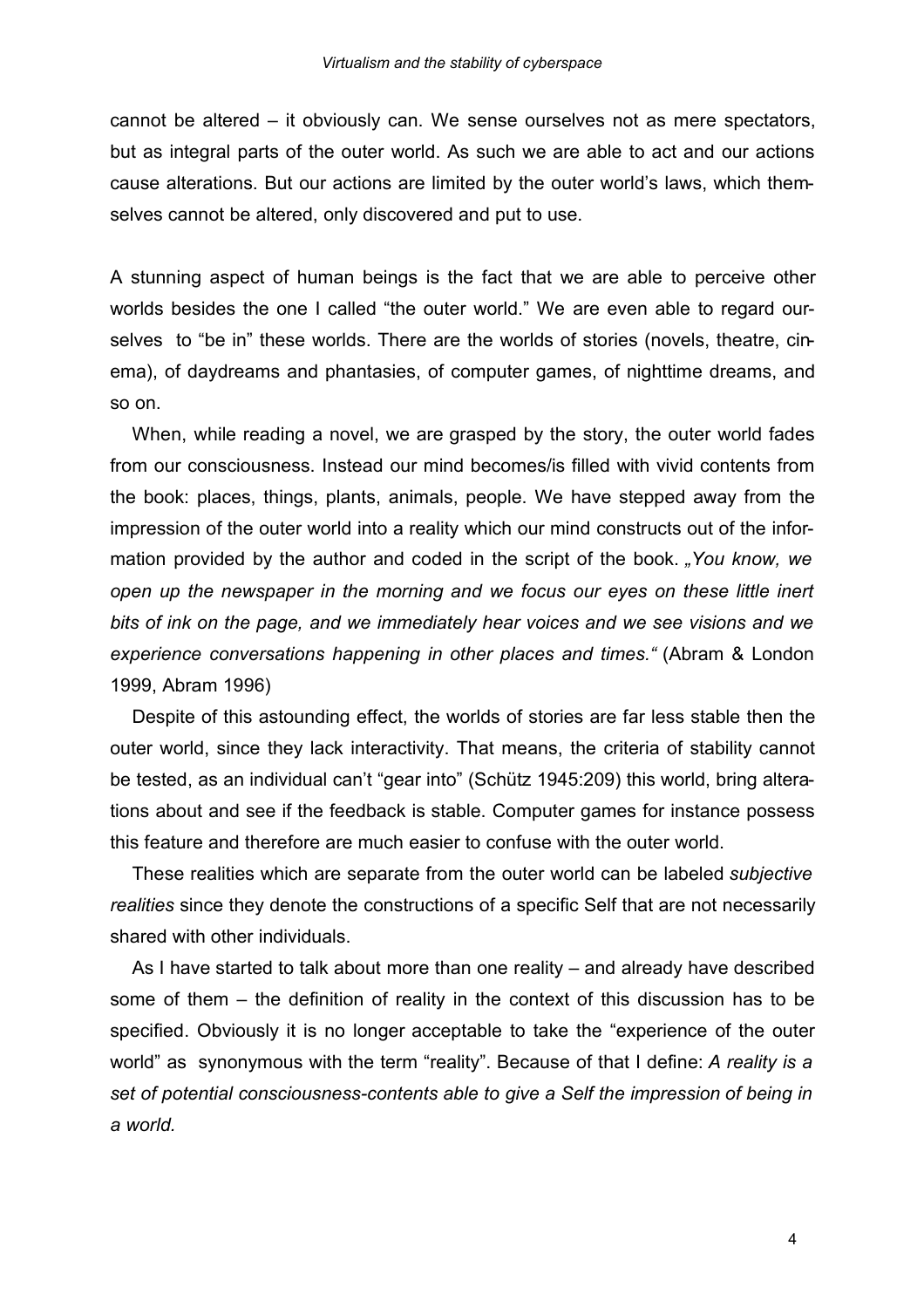cannot be altered – it obviously can. We sense ourselves not as mere spectators, but as integral parts of the outer world. As such we are able to act and our actions cause alterations. But our actions are limited by the outer world's laws, which themselves cannot be altered, only discovered and put to use.

A stunning aspect of human beings is the fact that we are able to perceive other worlds besides the one I called "the outer world." We are even able to regard ourselves to "be in" these worlds. There are the worlds of stories (novels, theatre, cinema), of daydreams and phantasies, of computer games, of nighttime dreams, and so on.

When, while reading a novel, we are grasped by the story, the outer world fades from our consciousness. Instead our mind becomes/is filled with vivid contents from the book: places, things, plants, animals, people. We have stepped away from the impression of the outer world into a reality which our mind constructs out of the information provided by the author and coded in the script of the book. *„You know, we open up the newspaper in the morning and we focus our eyes on these little inert bits of ink on the page, and we immediately hear voices and we see visions and we experience conversations happening in other places and times."* (Abram & London 1999, Abram 1996)

Despite of this astounding effect, the worlds of stories are far less stable then the outer world, since they lack interactivity. That means, the criteria of stability cannot be tested, as an individual can't "gear into" (Schütz 1945:209) this world, bring alterations about and see if the feedback is stable. Computer games for instance possess this feature and therefore are much easier to confuse with the outer world.

These realities which are separate from the outer world can be labeled *subjective realities* since they denote the constructions of a specific Self that are not necessarily shared with other individuals.

As I have started to talk about more than one reality – and already have described some of them – the definition of reality in the context of this discussion has to be specified. Obviously it is no longer acceptable to take the "experience of the outer world" as synonymous with the term "reality". Because of that I define: *A reality is a set of potential consciousness-contents able to give a Self the impression of being in a world.*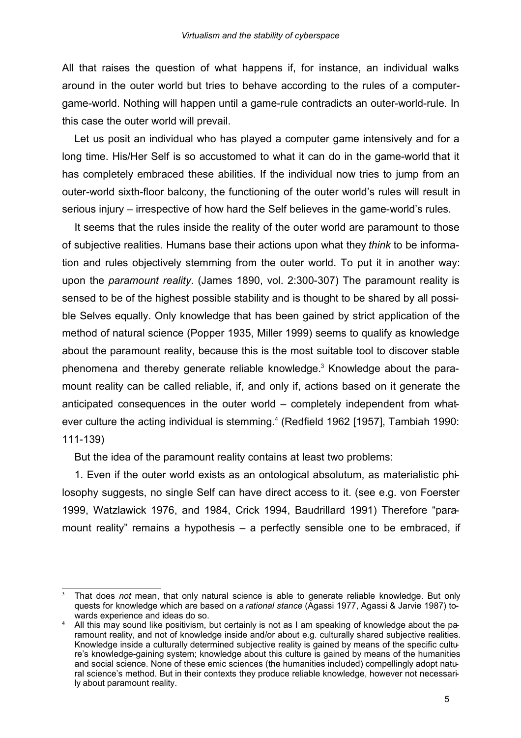All that raises the question of what happens if, for instance, an individual walks around in the outer world but tries to behave according to the rules of a computer-game-world. Nothing will happen until a game-rule contradicts an outer-world-rule. In this case the outer world will prevail.

Let us posit an individual who has played a computer game intensively and for a long time. His/Her Self is so accustomed to what it can do in the game-world that it has completely embraced these abilities. If the individual now tries to jump from an outer-world sixth-floor balcony, the functioning of the outer world's rules will result in serious injury – irrespective of how hard the Self believes in the game-world's rules.

It seems that the rules inside the reality of the outer world are paramount to those of subjective realities. Humans base their actions upon what they *think* to be information and rules objectively stemming from the outer world. To put it in another way: upon the *paramount reality*. (James 1890, vol. 2:300-307) The paramount reality is sensed to be of the highest possible stability and is thought to be shared by all possible Selves equally. Only knowledge that has been gained by strict application of the method of natural science (Popper 1935, Miller 1999) seems to qualify as knowledge about the paramount reality, because this is the most suitable tool to discover stable phenomena and thereby generate reliable knowledge.[3] Knowledge about the paramount reality can be called reliable, if, and only if, actions based on it generate the anticipated consequences in the outer world – completely independent from whatever culture the acting individual is stemming.[4] (Redfield 1962 [1957], Tambiah 1990: 111-139)

But the idea of the paramount reality contains at least two problems:

1. Even if the outer world exists as an ontological absolutum, as materialistic philosophy suggests, no single Self can have direct access to it. (see e.g. von Foerster 1999, Watzlawick 1976, and 1984, Crick 1994, Baudrillard 1991) Therefore "paramount reality" remains a hypothesis – a perfectly sensible one to be embraced, if

---

[3] That does *not* mean, that only natural science is able to generate reliable knowledge. But only quests for knowledge which are based on a *rational stance* (Agassi 1977, Agassi & Jarvie 1987) towards experience and ideas do so.

[4] All this may sound like positivism, but certainly is not as I am speaking of knowledge about the paramount reality, and not of knowledge inside and/or about e.g. culturally shared subjective realities. Knowledge inside a culturally determined subjective reality is gained by means of the specific culture's knowledge-gaining system; knowledge about this culture is gained by means of the humanities and social science. None of these emic sciences (the humanities included) compellingly adopt natural science's method. But in their contexts they produce reliable knowledge, however not necessarily about paramount reality.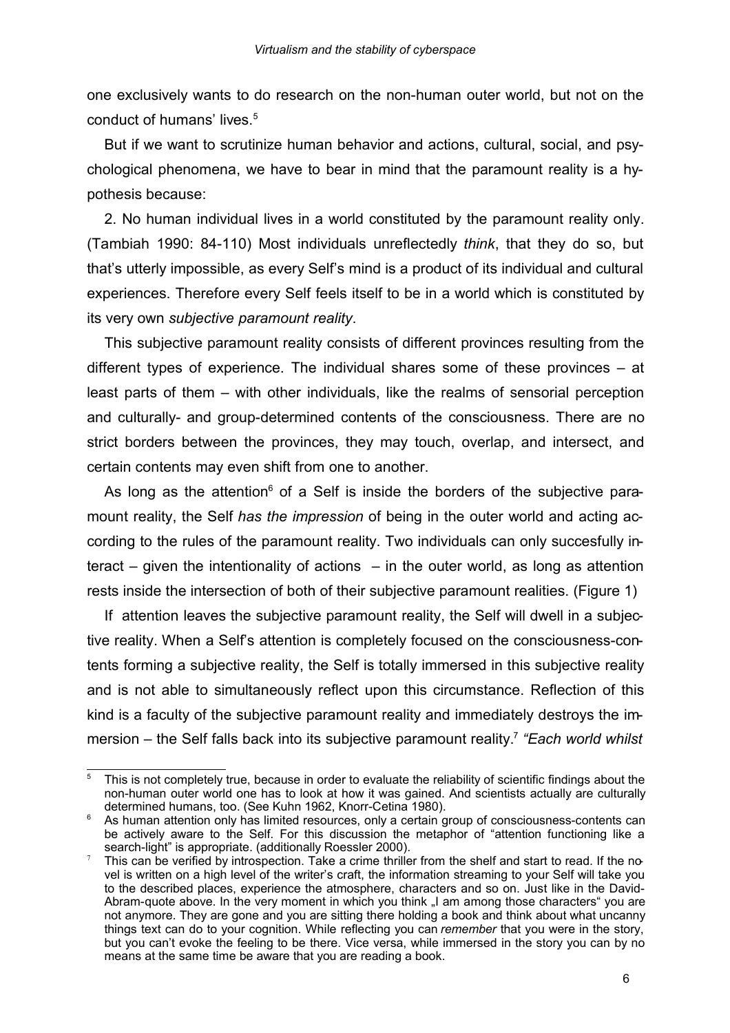one exclusively wants to do research on the non-human outer world, but not on the conduct of humans' lives.[5]

But if we want to scrutinize human behavior and actions, cultural, social, and psychological phenomena, we have to bear in mind that the paramount reality is a hypothesis because:

2. No human individual lives in a world constituted by the paramount reality only. (Tambiah 1990: 84-110) Most individuals unreflectedly *think*, that they do so, but that's utterly impossible, as every Self's mind is a product of its individual and cultural experiences. Therefore every Self feels itself to be in a world which is constituted by its very own *subjective paramount reality*.

This subjective paramount reality consists of different provinces resulting from the different types of experience. The individual shares some of these provinces – at least parts of them – with other individuals, like the realms of sensorial perception and culturally- and group-determined contents of the consciousness. There are no strict borders between the provinces, they may touch, overlap, and intersect, and certain contents may even shift from one to another.

As long as the attention[6] of a Self is inside the borders of the subjective paramount reality, the Self *has the impression* of being in the outer world and acting according to the rules of the paramount reality. Two individuals can only succesfully interact – given the intentionality of actions – in the outer world, as long as attention rests inside the intersection of both of their subjective paramount realities. (Figure 1)

If attention leaves the subjective paramount reality, the Self will dwell in a subjective reality. When a Self's attention is completely focused on the consciousness-contents forming a subjective reality, the Self is totally immersed in this subjective reality and is not able to simultaneously reflect upon this circumstance. Reflection of this kind is a faculty of the subjective paramount reality and immediately destroys the immersion – the Self falls back into its subjective paramount reality.[7] *"Each world whilst*

---

[5] This is not completely true, because in order to evaluate the reliability of scientific findings about the non-human outer world one has to look at how it was gained. And scientists actually are culturally determined humans, too. (See Kuhn 1962, Knorr-Cetina 1980).

[6] As human attention only has limited resources, only a certain group of consciousness-contents can be actively aware to the Self. For this discussion the metaphor of "attention functioning like a search-light" is appropriate. (additionally Roessler 2000).

[7] This can be verified by introspection. Take a crime thriller from the shelf and start to read. If the novel is written on a high level of the writer's craft, the information streaming to your Self will take you to the described places, experience the atmosphere, characters and so on. Just like in the David-Abram-quote above. In the very moment in which you think „I am among those characters" you are not anymore. They are gone and you are sitting there holding a book and think about what uncanny things text can do to your cognition. While reflecting you can *remember* that you were in the story, but you can't evoke the feeling to be there. Vice versa, while immersed in the story you can by no means at the same time be aware that you are reading a book.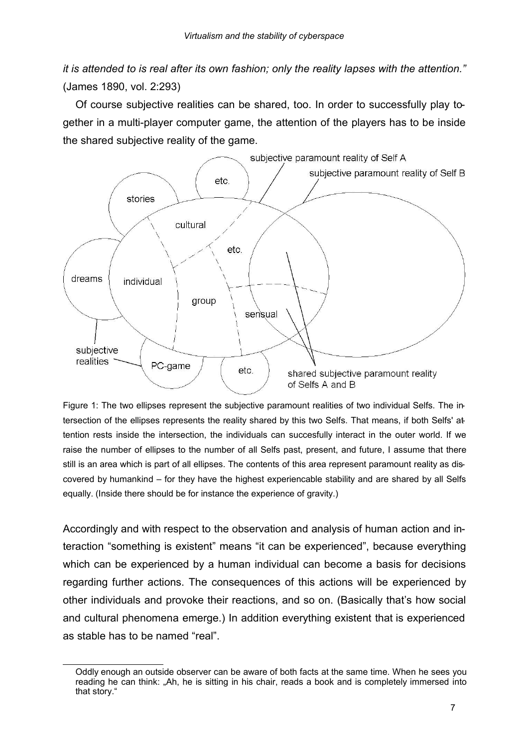*it is attended to is real after its own fashion; only the reality lapses with the attention."* (James 1890, vol. 2:293)

Of course subjective realities can be shared, too. In order to successfully play together in a multi-player computer game, the attention of the players has to be inside the shared subjective reality of the game.

Figure 1: The two ellipses represent the subjective paramount realities of two individual Selfs. The intersection of the ellipses represents the reality shared by this two Selfs. That means, if both Selfs' attention rests inside the intersection, the individuals can succesfully interact in the outer world. If we raise the number of ellipses to the number of all Selfs past, present, and future, I assume that there still is an area which is part of all ellipses. The contents of this area represent paramount reality as discovered by humankind – for they have the highest experiencable stability and are shared by all Selfs equally. (Inside there should be for instance the experience of gravity.)

Accordingly and with respect to the observation and analysis of human action and interaction "something is existent" means "it can be experienced", because everything which can be experienced by a human individual can become a basis for decisions regarding further actions. The consequences of this actions will be experienced by other individuals and provoke their reactions, and so on. (Basically that's how social and cultural phenomena emerge.) In addition everything existent that is experienced as stable has to be named "real".

---

Oddly enough an outside observer can be aware of both facts at the same time. When he sees you reading he can think: „Ah, he is sitting in his chair, reads a book and is completely immersed into that story."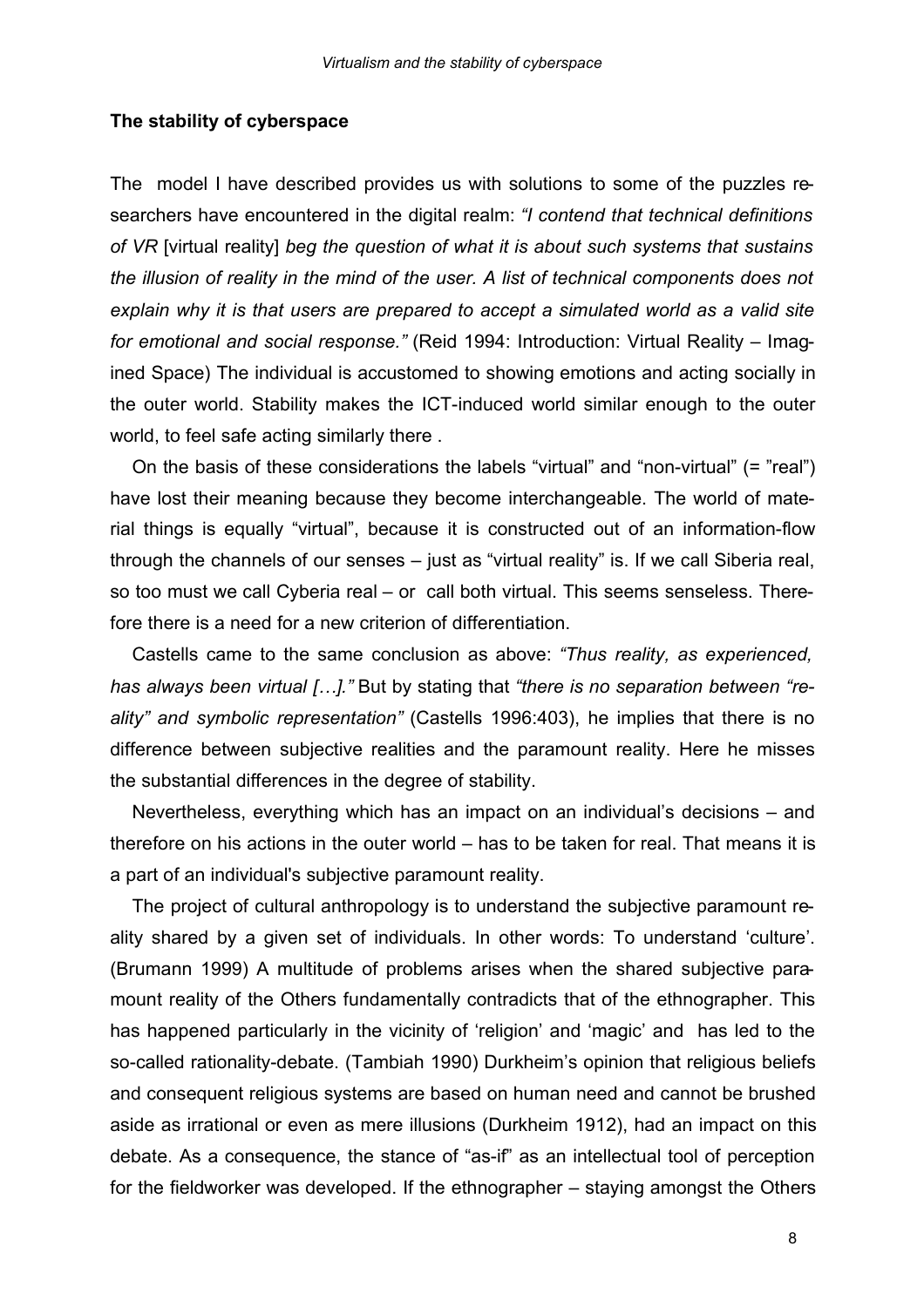### The stability of cyberspace

The model I have described provides us with solutions to some of the puzzles researchers have encountered in the digital realm: *"I contend that technical definitions of VR* [virtual reality] *beg the question of what it is about such systems that sustains the illusion of reality in the mind of the user. A list of technical components does not explain why it is that users are prepared to accept a simulated world as a valid site for emotional and social response."* (Reid 1994: Introduction: Virtual Reality – Imagined Space) The individual is accustomed to showing emotions and acting socially in the outer world. Stability makes the ICT-induced world similar enough to the outer world, to feel safe acting similarly there .

On the basis of these considerations the labels "virtual" and "non-virtual" (= "real") have lost their meaning because they become interchangeable. The world of material things is equally "virtual", because it is constructed out of an information-flow through the channels of our senses – just as "virtual reality" is. If we call Siberia real, so too must we call Cyberia real – or call both virtual. This seems senseless. Therefore there is a need for a new criterion of differentiation.

Castells came to the same conclusion as above: *"Thus reality, as experienced, has always been virtual […]."* But by stating that *"there is no separation between "reality" and symbolic representation"* (Castells 1996:403), he implies that there is no difference between subjective realities and the paramount reality. Here he misses the substantial differences in the degree of stability.

Nevertheless, everything which has an impact on an individual's decisions – and therefore on his actions in the outer world – has to be taken for real. That means it is a part of an individual's subjective paramount reality.

The project of cultural anthropology is to understand the subjective paramount reality shared by a given set of individuals. In other words: To understand 'culture'. (Brumann 1999) A multitude of problems arises when the shared subjective paramount reality of the Others fundamentally contradicts that of the ethnographer. This has happened particularly in the vicinity of 'religion' and 'magic' and has led to the so-called rationality-debate. (Tambiah 1990) Durkheim's opinion that religious beliefs and consequent religious systems are based on human need and cannot be brushed aside as irrational or even as mere illusions (Durkheim 1912), had an impact on this debate. As a consequence, the stance of "as-if" as an intellectual tool of perception for the fieldworker was developed. If the ethnographer – staying amongst the Others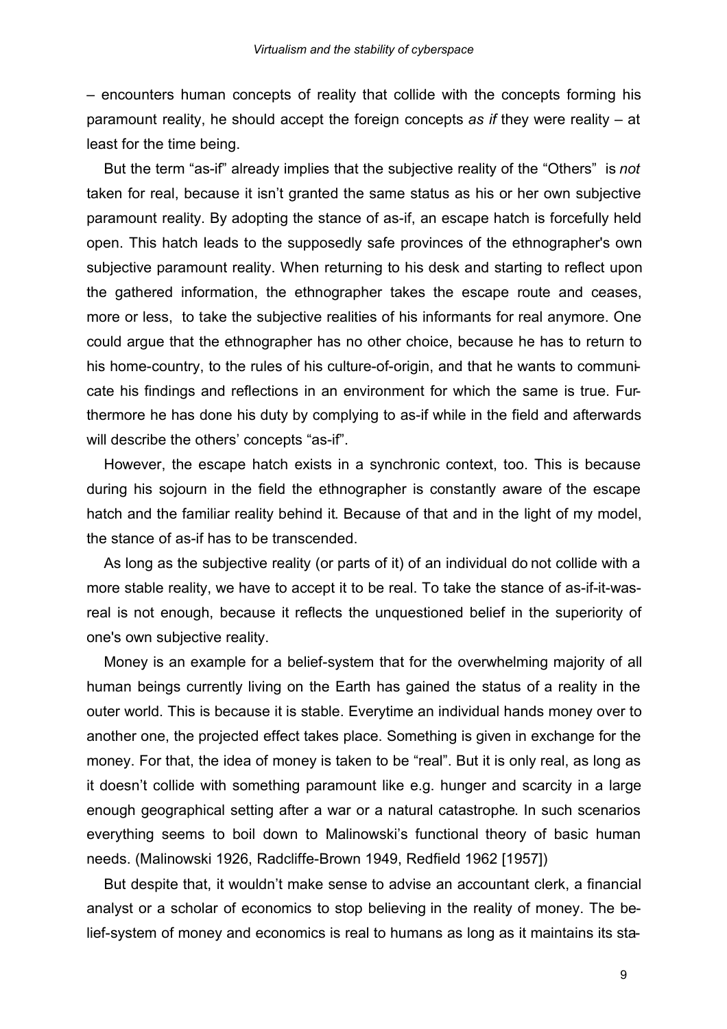– encounters human concepts of reality that collide with the concepts forming his paramount reality, he should accept the foreign concepts *as if* they were reality – at least for the time being.

But the term "as-if" already implies that the subjective reality of the "Others" is *not* taken for real, because it isn't granted the same status as his or her own subjective paramount reality. By adopting the stance of as-if, an escape hatch is forcefully held open. This hatch leads to the supposedly safe provinces of the ethnographer's own subjective paramount reality. When returning to his desk and starting to reflect upon the gathered information, the ethnographer takes the escape route and ceases, more or less, to take the subjective realities of his informants for real anymore. One could argue that the ethnographer has no other choice, because he has to return to his home-country, to the rules of his culture-of-origin, and that he wants to communicate his findings and reflections in an environment for which the same is true. Furthermore he has done his duty by complying to as-if while in the field and afterwards will describe the others' concepts "as-if".

However, the escape hatch exists in a synchronic context, too. This is because during his sojourn in the field the ethnographer is constantly aware of the escape hatch and the familiar reality behind it. Because of that and in the light of my model, the stance of as-if has to be transcended.

As long as the subjective reality (or parts of it) of an individual do not collide with a more stable reality, we have to accept it to be real. To take the stance of as-if-it-was-real is not enough, because it reflects the unquestioned belief in the superiority of one's own subjective reality.

Money is an example for a belief-system that for the overwhelming majority of all human beings currently living on the Earth has gained the status of a reality in the outer world. This is because it is stable. Everytime an individual hands money over to another one, the projected effect takes place. Something is given in exchange for the money. For that, the idea of money is taken to be "real". But it is only real, as long as it doesn't collide with something paramount like e.g. hunger and scarcity in a large enough geographical setting after a war or a natural catastrophe. In such scenarios everything seems to boil down to Malinowski's functional theory of basic human needs. (Malinowski 1926, Radcliffe-Brown 1949, Redfield 1962 [1957])

But despite that, it wouldn't make sense to advise an accountant clerk, a financial analyst or a scholar of economics to stop believing in the reality of money. The belief-system of money and economics is real to humans as long as it maintains its sta-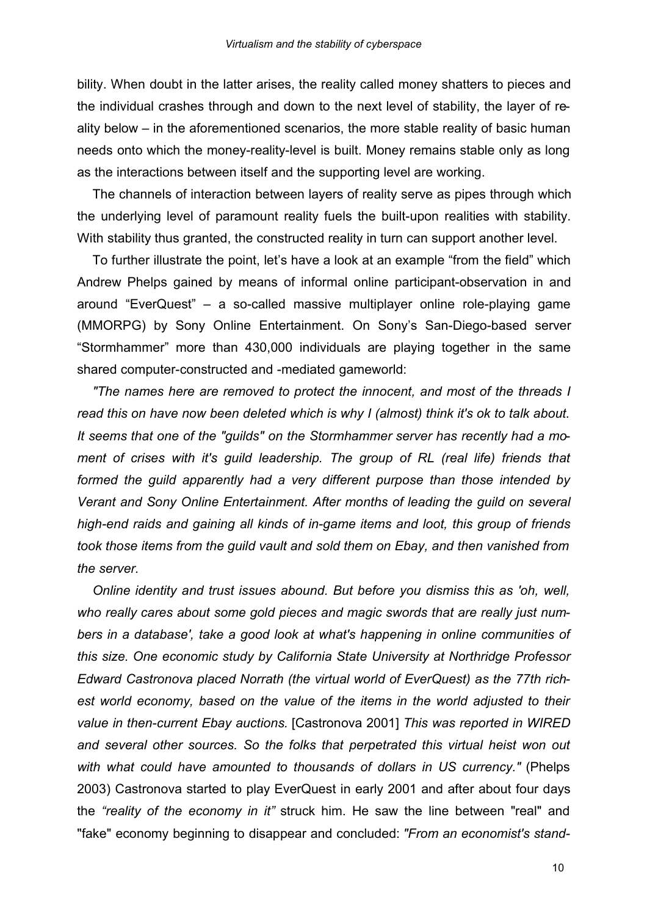bility. When doubt in the latter arises, the reality called money shatters to pieces and the individual crashes through and down to the next level of stability, the layer of reality below – in the aforementioned scenarios, the more stable reality of basic human needs onto which the money-reality-level is built. Money remains stable only as long as the interactions between itself and the supporting level are working.

The channels of interaction between layers of reality serve as pipes through which the underlying level of paramount reality fuels the built-upon realities with stability. With stability thus granted, the constructed reality in turn can support another level.

To further illustrate the point, let's have a look at an example "from the field" which Andrew Phelps gained by means of informal online participant-observation in and around "EverQuest" – a so-called massive multiplayer online role-playing game (MMORPG) by Sony Online Entertainment. On Sony's San-Diego-based server "Stormhammer" more than 430,000 individuals are playing together in the same shared computer-constructed and -mediated gameworld:

*"The names here are removed to protect the innocent, and most of the threads I read this on have now been deleted which is why I (almost) think it's ok to talk about. It seems that one of the "guilds" on the Stormhammer server has recently had a moment of crises with it's guild leadership. The group of RL (real life) friends that formed the guild apparently had a very different purpose than those intended by Verant and Sony Online Entertainment. After months of leading the guild on several high-end raids and gaining all kinds of in-game items and loot, this group of friends took those items from the guild vault and sold them on Ebay, and then vanished from the server.*

*Online identity and trust issues abound. But before you dismiss this as 'oh, well, who really cares about some gold pieces and magic swords that are really just numbers in a database', take a good look at what's happening in online communities of this size. One economic study by California State University at Northridge Professor Edward Castronova placed Norrath (the virtual world of EverQuest) as the 77th richest world economy, based on the value of the items in the world adjusted to their value in then-current Ebay auctions.* [Castronova 2001] *This was reported in WIRED and several other sources. So the folks that perpetrated this virtual heist won out with what could have amounted to thousands of dollars in US currency."* (Phelps 2003) Castronova started to play EverQuest in early 2001 and after about four days the *"reality of the economy in it"* struck him. He saw the line between "real" and "fake" economy beginning to disappear and concluded: *"From an economist's stand-*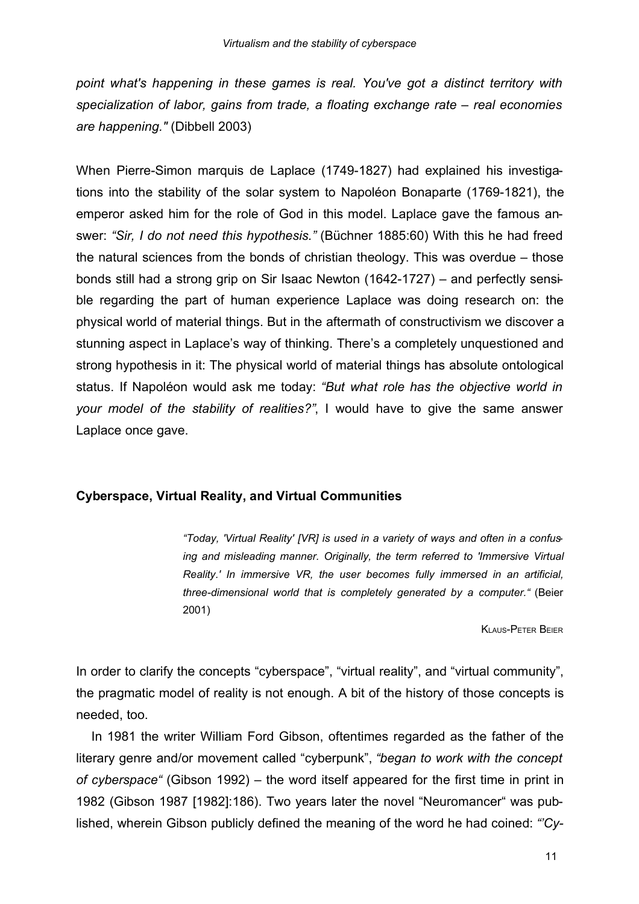*point what's happening in these games is real. You've got a distinct territory with specialization of labor, gains from trade, a floating exchange rate – real economies are happening."* (Dibbell 2003)

When Pierre-Simon marquis de Laplace (1749-1827) had explained his investigations into the stability of the solar system to Napoléon Bonaparte (1769-1821), the emperor asked him for the role of God in this model. Laplace gave the famous answer: *"Sir, I do not need this hypothesis."* (Büchner 1885:60) With this he had freed the natural sciences from the bonds of christian theology. This was overdue – those bonds still had a strong grip on Sir Isaac Newton (1642-1727) – and perfectly sensible regarding the part of human experience Laplace was doing research on: the physical world of material things. But in the aftermath of constructivism we discover a stunning aspect in Laplace's way of thinking. There's a completely unquestioned and strong hypothesis in it: The physical world of material things has absolute ontological status. If Napoléon would ask me today: *"But what role has the objective world in your model of the stability of realities?"*, I would have to give the same answer Laplace once gave.

## Cyberspace, Virtual Reality, and Virtual Communities

> *"Today, 'Virtual Reality' [VR] is used in a variety of ways and often in a confusing and misleading manner. Originally, the term referred to 'Immersive Virtual Reality.' In immersive VR, the user becomes fully immersed in an artificial, three-dimensional world that is completely generated by a computer."* (Beier 2001)
>
> KLAUS-PETER BEIER

In order to clarify the concepts "cyberspace", "virtual reality", and "virtual community", the pragmatic model of reality is not enough. A bit of the history of those concepts is needed, too.

In 1981 the writer William Ford Gibson, oftentimes regarded as the father of the literary genre and/or movement called "cyberpunk", *"began to work with the concept of cyberspace"* (Gibson 1992) – the word itself appeared for the first time in print in 1982 (Gibson 1987 [1982]:186). Two years later the novel "Neuromancer" was published, wherein Gibson publicly defined the meaning of the word he had coined: *"'Cy-*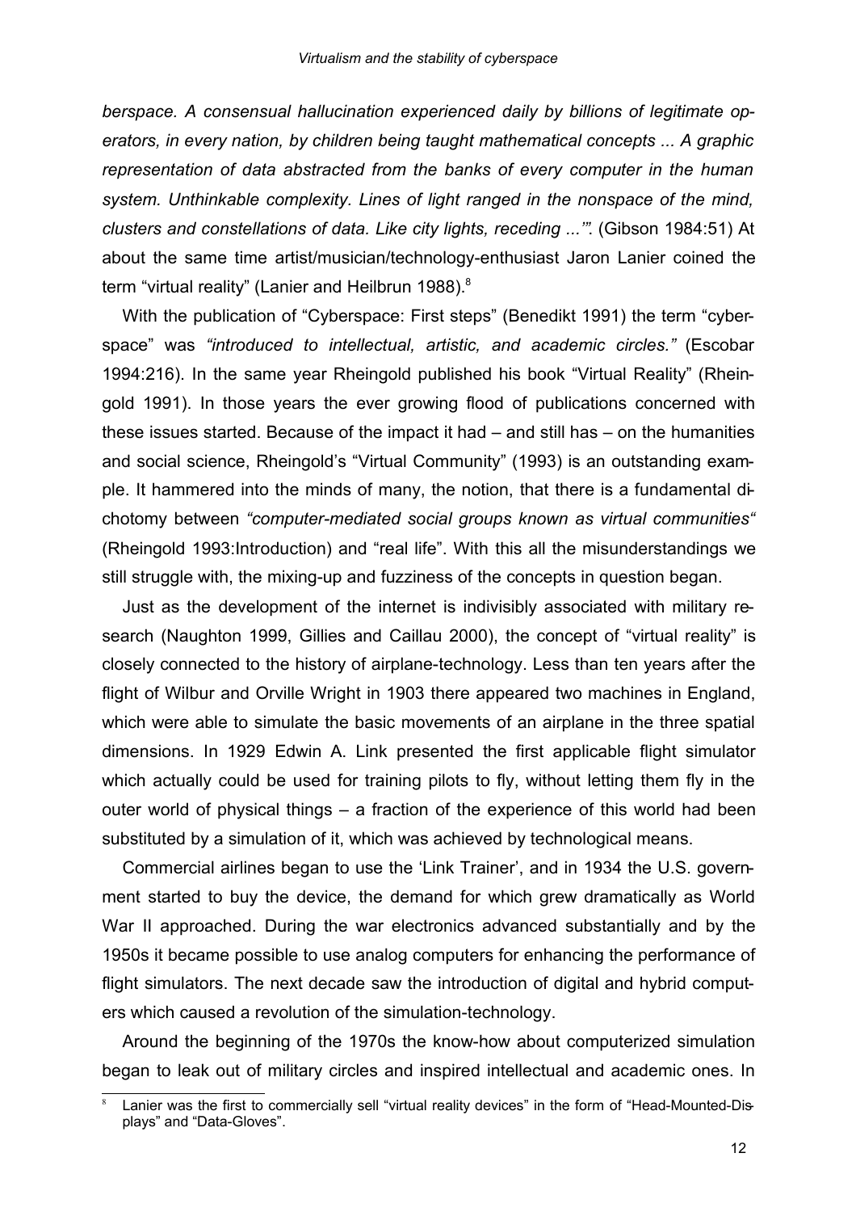*berspace. A consensual hallucination experienced daily by billions of legitimate operators, in every nation, by children being taught mathematical concepts ... A graphic representation of data abstracted from the banks of every computer in the human system. Unthinkable complexity. Lines of light ranged in the nonspace of the mind, clusters and constellations of data. Like city lights, receding ...'"*. (Gibson 1984:51) At about the same time artist/musician/technology-enthusiast Jaron Lanier coined the term "virtual reality" (Lanier and Heilbrun 1988).[8]

With the publication of "Cyberspace: First steps" (Benedikt 1991) the term "cyberspace" was *"introduced to intellectual, artistic, and academic circles."* (Escobar 1994:216). In the same year Rheingold published his book "Virtual Reality" (Rheingold 1991). In those years the ever growing flood of publications concerned with these issues started. Because of the impact it had – and still has – on the humanities and social science, Rheingold's "Virtual Community" (1993) is an outstanding example. It hammered into the minds of many, the notion, that there is a fundamental dichotomy between *"computer-mediated social groups known as virtual communities"* (Rheingold 1993:Introduction) and "real life". With this all the misunderstandings we still struggle with, the mixing-up and fuzziness of the concepts in question began.

Just as the development of the internet is indivisibly associated with military research (Naughton 1999, Gillies and Caillau 2000), the concept of "virtual reality" is closely connected to the history of airplane-technology. Less than ten years after the flight of Wilbur and Orville Wright in 1903 there appeared two machines in England, which were able to simulate the basic movements of an airplane in the three spatial dimensions. In 1929 Edwin A. Link presented the first applicable flight simulator which actually could be used for training pilots to fly, without letting them fly in the outer world of physical things – a fraction of the experience of this world had been substituted by a simulation of it, which was achieved by technological means.

Commercial airlines began to use the 'Link Trainer', and in 1934 the U.S. government started to buy the device, the demand for which grew dramatically as World War II approached. During the war electronics advanced substantially and by the 1950s it became possible to use analog computers for enhancing the performance of flight simulators. The next decade saw the introduction of digital and hybrid computers which caused a revolution of the simulation-technology.

Around the beginning of the 1970s the know-how about computerized simulation began to leak out of military circles and inspired intellectual and academic ones. In

[8] Lanier was the first to commercially sell "virtual reality devices" in the form of "Head-Mounted-Displays" and "Data-Gloves".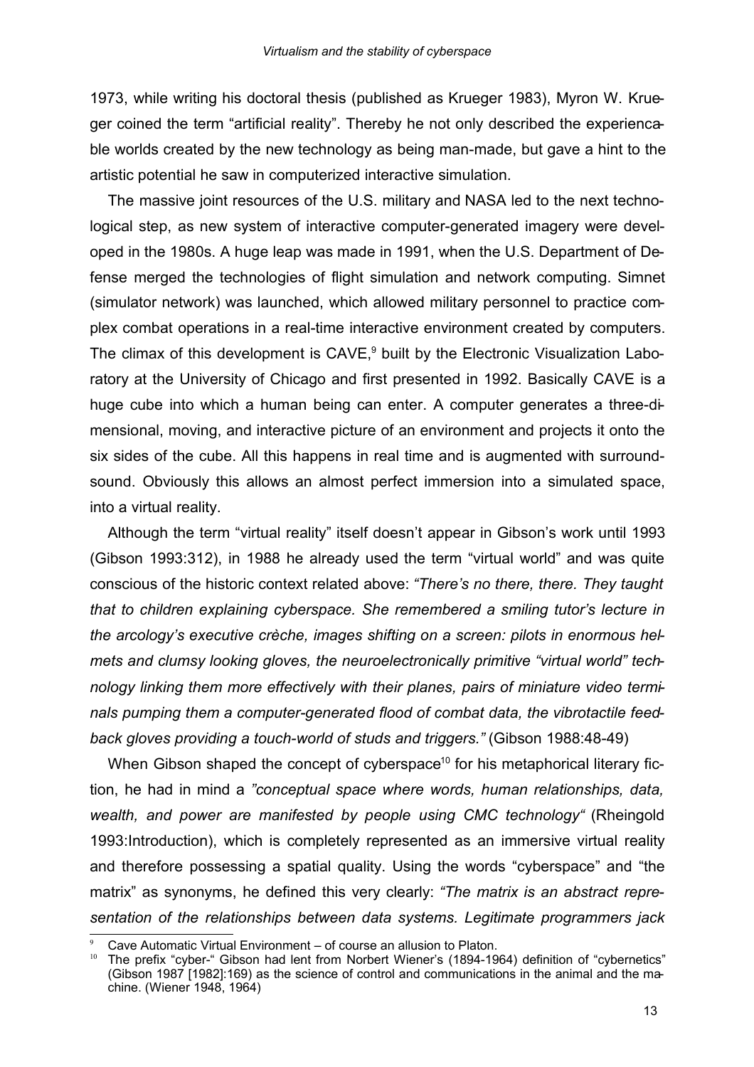1973, while writing his doctoral thesis (published as Krueger 1983), Myron W. Krueger coined the term "artificial reality". Thereby he not only described the experiencable worlds created by the new technology as being man-made, but gave a hint to the artistic potential he saw in computerized interactive simulation.

The massive joint resources of the U.S. military and NASA led to the next technological step, as new system of interactive computer-generated imagery were developed in the 1980s. A huge leap was made in 1991, when the U.S. Department of Defense merged the technologies of flight simulation and network computing. Simnet (simulator network) was launched, which allowed military personnel to practice complex combat operations in a real-time interactive environment created by computers. The climax of this development is CAVE,[9] built by the Electronic Visualization Laboratory at the University of Chicago and first presented in 1992. Basically CAVE is a huge cube into which a human being can enter. A computer generates a three-dimensional, moving, and interactive picture of an environment and projects it onto the six sides of the cube. All this happens in real time and is augmented with surround-sound. Obviously this allows an almost perfect immersion into a simulated space, into a virtual reality.

Although the term "virtual reality" itself doesn't appear in Gibson's work until 1993 (Gibson 1993:312), in 1988 he already used the term "virtual world" and was quite conscious of the historic context related above: *"There's no there, there. They taught that to children explaining cyberspace. She remembered a smiling tutor's lecture in the arcology's executive crèche, images shifting on a screen: pilots in enormous helmets and clumsy looking gloves, the neuroelectronically primitive "virtual world" technology linking them more effectively with their planes, pairs of miniature video terminals pumping them a computer-generated flood of combat data, the vibrotactile feedback gloves providing a touch-world of studs and triggers."* (Gibson 1988:48-49)

When Gibson shaped the concept of cyberspace[10] for his metaphorical literary fiction, he had in mind a *"conceptual space where words, human relationships, data, wealth, and power are manifested by people using CMC technology"* (Rheingold 1993:Introduction), which is completely represented as an immersive virtual reality and therefore possessing a spatial quality. Using the words "cyberspace" and "the matrix" as synonyms, he defined this very clearly: *"The matrix is an abstract representation of the relationships between data systems. Legitimate programmers jack*

---

[9] Cave Automatic Virtual Environment – of course an allusion to Platon.

[10] The prefix "cyber-" Gibson had lent from Norbert Wiener's (1894-1964) definition of "cybernetics" (Gibson 1987 [1982]:169) as the science of control and communications in the animal and the machine. (Wiener 1948, 1964)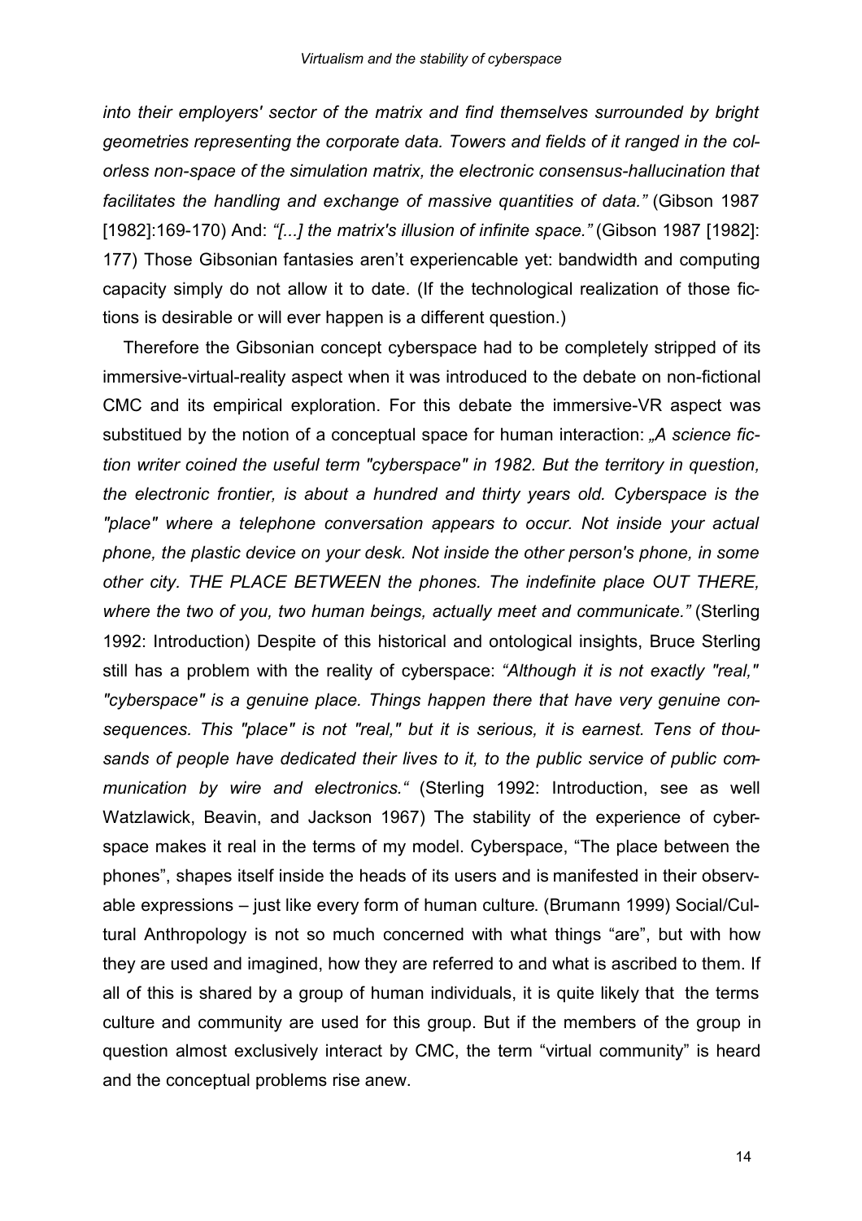*into their employers' sector of the matrix and find themselves surrounded by bright geometries representing the corporate data. Towers and fields of it ranged in the colorless non-space of the simulation matrix, the electronic consensus-hallucination that facilitates the handling and exchange of massive quantities of data."* (Gibson 1987 [1982]:169-170) And: *"[...] the matrix's illusion of infinite space."* (Gibson 1987 [1982]: 177) Those Gibsonian fantasies aren't experiencable yet: bandwidth and computing capacity simply do not allow it to date. (If the technological realization of those fictions is desirable or will ever happen is a different question.)

Therefore the Gibsonian concept cyberspace had to be completely stripped of its immersive-virtual-reality aspect when it was introduced to the debate on non-fictional CMC and its empirical exploration. For this debate the immersive-VR aspect was substitued by the notion of a conceptual space for human interaction: *„A science fiction writer coined the useful term "cyberspace" in 1982. But the territory in question, the electronic frontier, is about a hundred and thirty years old. Cyberspace is the "place" where a telephone conversation appears to occur. Not inside your actual phone, the plastic device on your desk. Not inside the other person's phone, in some other city. THE PLACE BETWEEN the phones. The indefinite place OUT THERE, where the two of you, two human beings, actually meet and communicate."* (Sterling 1992: Introduction) Despite of this historical and ontological insights, Bruce Sterling still has a problem with the reality of cyberspace: *"Although it is not exactly "real," "cyberspace" is a genuine place. Things happen there that have very genuine consequences. This "place" is not "real," but it is serious, it is earnest. Tens of thousands of people have dedicated their lives to it, to the public service of public communication by wire and electronics."* (Sterling 1992: Introduction, see as well Watzlawick, Beavin, and Jackson 1967) The stability of the experience of cyberspace makes it real in the terms of my model. Cyberspace, "The place between the phones", shapes itself inside the heads of its users and is manifested in their observable expressions – just like every form of human culture. (Brumann 1999) Social/Cultural Anthropology is not so much concerned with what things "are", but with how they are used and imagined, how they are referred to and what is ascribed to them. If all of this is shared by a group of human individuals, it is quite likely that the terms culture and community are used for this group. But if the members of the group in question almost exclusively interact by CMC, the term "virtual community" is heard and the conceptual problems rise anew.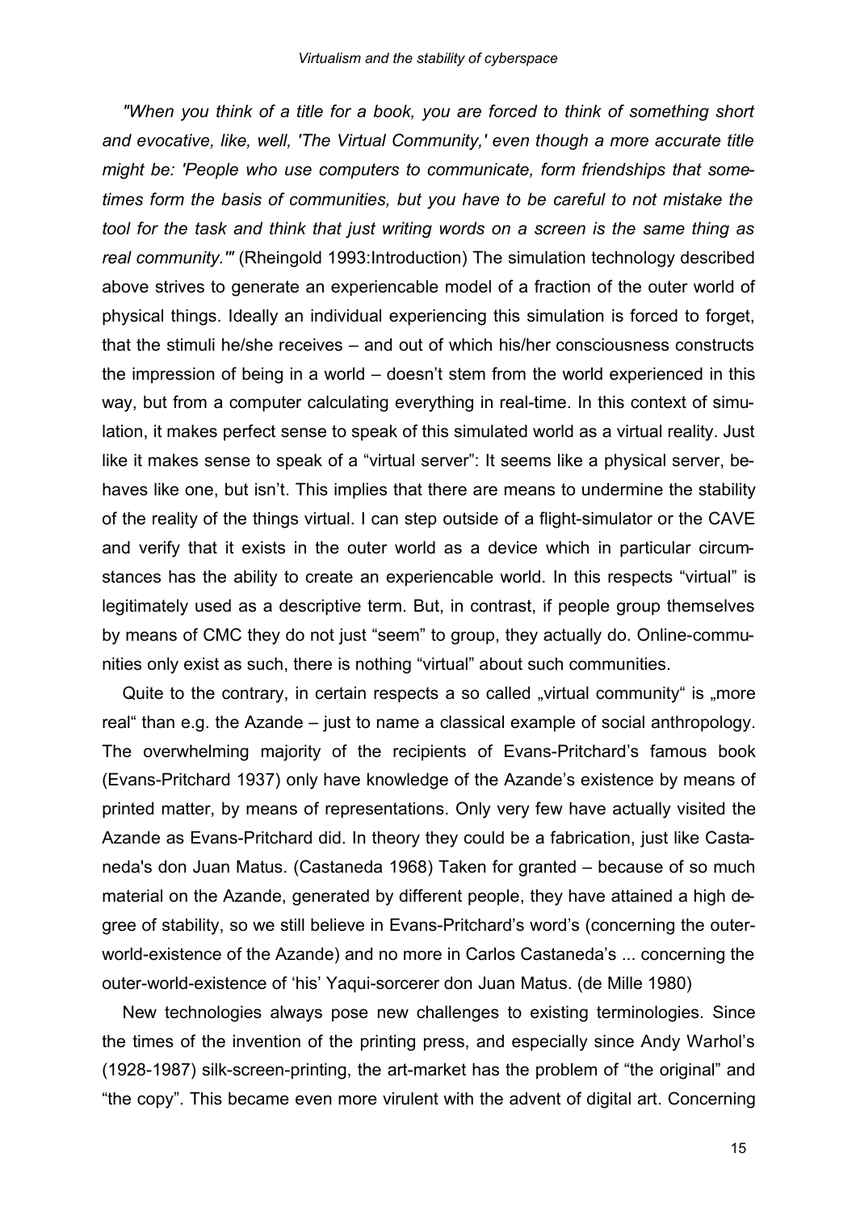*"When you think of a title for a book, you are forced to think of something short and evocative, like, well, 'The Virtual Community,' even though a more accurate title might be: 'People who use computers to communicate, form friendships that sometimes form the basis of communities, but you have to be careful to not mistake the tool for the task and think that just writing words on a screen is the same thing as real community.'"* (Rheingold 1993:Introduction) The simulation technology described above strives to generate an experiencable model of a fraction of the outer world of physical things. Ideally an individual experiencing this simulation is forced to forget, that the stimuli he/she receives – and out of which his/her consciousness constructs the impression of being in a world – doesn't stem from the world experienced in this way, but from a computer calculating everything in real-time. In this context of simulation, it makes perfect sense to speak of this simulated world as a virtual reality. Just like it makes sense to speak of a "virtual server": It seems like a physical server, behaves like one, but isn't. This implies that there are means to undermine the stability of the reality of the things virtual. I can step outside of a flight-simulator or the CAVE and verify that it exists in the outer world as a device which in particular circumstances has the ability to create an experiencable world. In this respects "virtual" is legitimately used as a descriptive term. But, in contrast, if people group themselves by means of CMC they do not just "seem" to group, they actually do. Online-communities only exist as such, there is nothing "virtual" about such communities.

Quite to the contrary, in certain respects a so called „virtual community" is „more real" than e.g. the Azande – just to name a classical example of social anthropology. The overwhelming majority of the recipients of Evans-Pritchard's famous book (Evans-Pritchard 1937) only have knowledge of the Azande's existence by means of printed matter, by means of representations. Only very few have actually visited the Azande as Evans-Pritchard did. In theory they could be a fabrication, just like Castaneda's don Juan Matus. (Castaneda 1968) Taken for granted – because of so much material on the Azande, generated by different people, they have attained a high degree of stability, so we still believe in Evans-Pritchard's word's (concerning the outer-world-existence of the Azande) and no more in Carlos Castaneda's ... concerning the outer-world-existence of 'his' Yaqui-sorcerer don Juan Matus. (de Mille 1980)

New technologies always pose new challenges to existing terminologies. Since the times of the invention of the printing press, and especially since Andy Warhol's (1928-1987) silk-screen-printing, the art-market has the problem of "the original" and "the copy". This became even more virulent with the advent of digital art. Concerning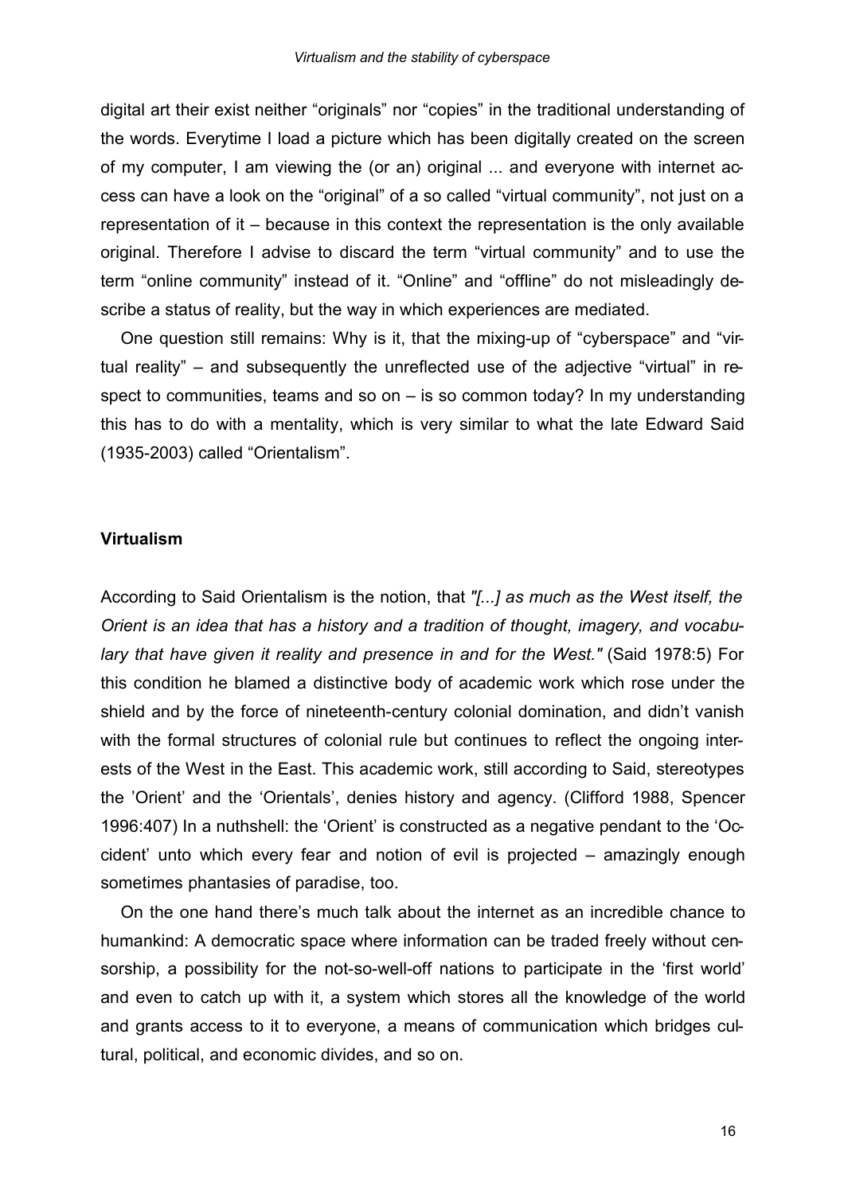digital art their exist neither "originals" nor "copies" in the traditional understanding of the words. Everytime I load a picture which has been digitally created on the screen of my computer, I am viewing the (or an) original ... and everyone with internet access can have a look on the "original" of a so called "virtual community", not just on a representation of it – because in this context the representation is the only available original. Therefore I advise to discard the term "virtual community" and to use the term "online community" instead of it. "Online" and "offline" do not misleadingly describe a status of reality, but the way in which experiences are mediated.

One question still remains: Why is it, that the mixing-up of "cyberspace" and "virtual reality" – and subsequently the unreflected use of the adjective "virtual" in respect to communities, teams and so on – is so common today? In my understanding this has to do with a mentality, which is very similar to what the late Edward Said (1935-2003) called "Orientalism".

## Virtualism

According to Said Orientalism is the notion, that *"[...] as much as the West itself, the Orient is an idea that has a history and a tradition of thought, imagery, and vocabulary that have given it reality and presence in and for the West."* (Said 1978:5) For this condition he blamed a distinctive body of academic work which rose under the shield and by the force of nineteenth-century colonial domination, and didn't vanish with the formal structures of colonial rule but continues to reflect the ongoing interests of the West in the East. This academic work, still according to Said, stereotypes the 'Orient' and the 'Orientals', denies history and agency. (Clifford 1988, Spencer 1996:407) In a nuthshell: the 'Orient' is constructed as a negative pendant to the 'Occident' unto which every fear and notion of evil is projected – amazingly enough sometimes phantasies of paradise, too.

On the one hand there's much talk about the internet as an incredible chance to humankind: A democratic space where information can be traded freely without censorship, a possibility for the not-so-well-off nations to participate in the 'first world' and even to catch up with it, a system which stores all the knowledge of the world and grants access to it to everyone, a means of communication which bridges cultural, political, and economic divides, and so on.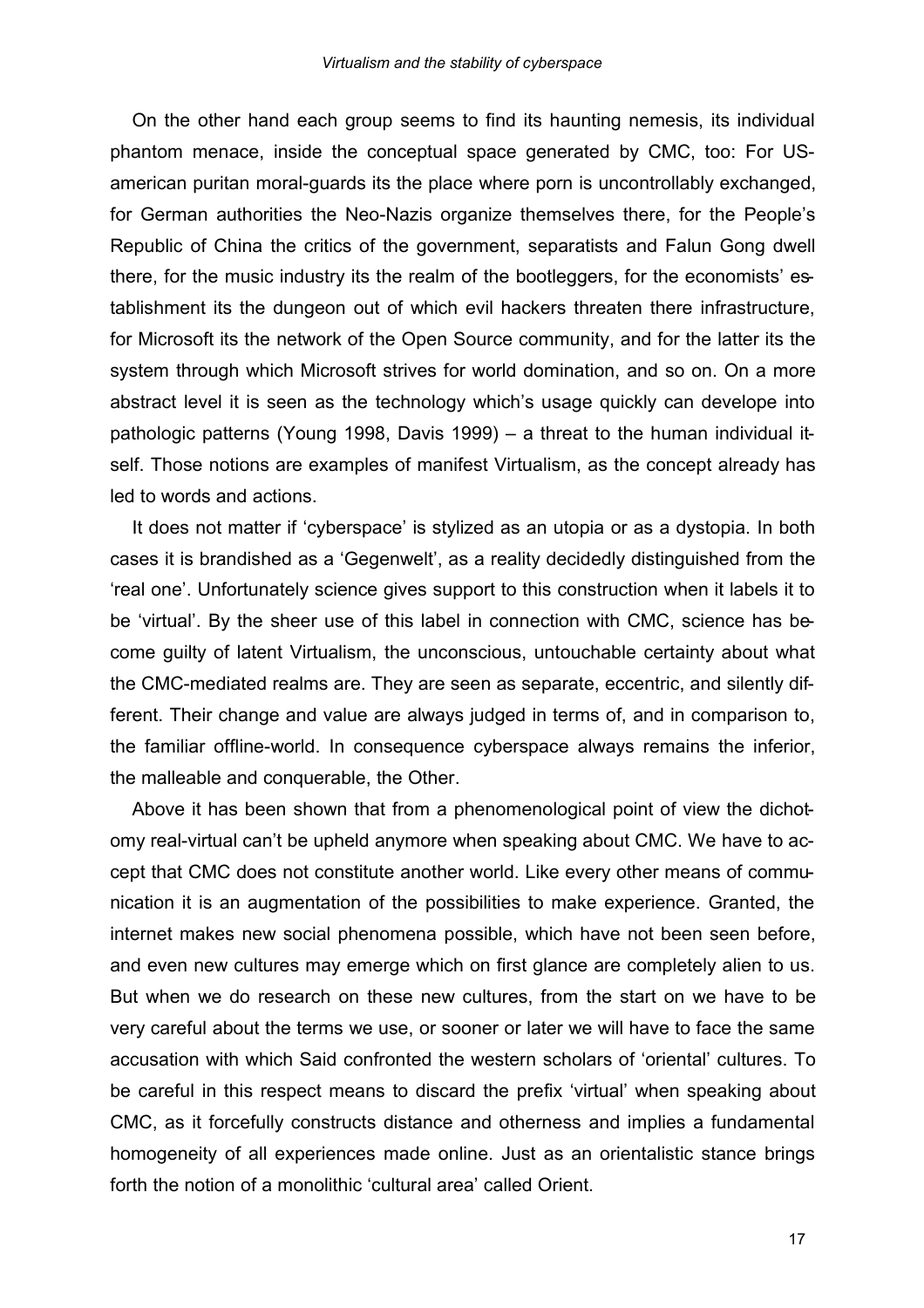On the other hand each group seems to find its haunting nemesis, its individual phantom menace, inside the conceptual space generated by CMC, too: For US-american puritan moral-guards its the place where porn is uncontrollably exchanged, for German authorities the Neo-Nazis organize themselves there, for the People's Republic of China the critics of the government, separatists and Falun Gong dwell there, for the music industry its the realm of the bootleggers, for the economists' establishment its the dungeon out of which evil hackers threaten there infrastructure, for Microsoft its the network of the Open Source community, and for the latter its the system through which Microsoft strives for world domination, and so on. On a more abstract level it is seen as the technology which's usage quickly can develope into pathologic patterns (Young 1998, Davis 1999) – a threat to the human individual itself. Those notions are examples of manifest Virtualism, as the concept already has led to words and actions.

It does not matter if 'cyberspace' is stylized as an utopia or as a dystopia. In both cases it is brandished as a 'Gegenwelt', as a reality decidedly distinguished from the 'real one'. Unfortunately science gives support to this construction when it labels it to be 'virtual'. By the sheer use of this label in connection with CMC, science has become guilty of latent Virtualism, the unconscious, untouchable certainty about what the CMC-mediated realms are. They are seen as separate, eccentric, and silently different. Their change and value are always judged in terms of, and in comparison to, the familiar offline-world. In consequence cyberspace always remains the inferior, the malleable and conquerable, the Other.

Above it has been shown that from a phenomenological point of view the dichotomy real-virtual can't be upheld anymore when speaking about CMC. We have to accept that CMC does not constitute another world. Like every other means of communication it is an augmentation of the possibilities to make experience. Granted, the internet makes new social phenomena possible, which have not been seen before, and even new cultures may emerge which on first glance are completely alien to us. But when we do research on these new cultures, from the start on we have to be very careful about the terms we use, or sooner or later we will have to face the same accusation with which Said confronted the western scholars of 'oriental' cultures. To be careful in this respect means to discard the prefix 'virtual' when speaking about CMC, as it forcefully constructs distance and otherness and implies a fundamental homogeneity of all experiences made online. Just as an orientalistic stance brings forth the notion of a monolithic 'cultural area' called Orient.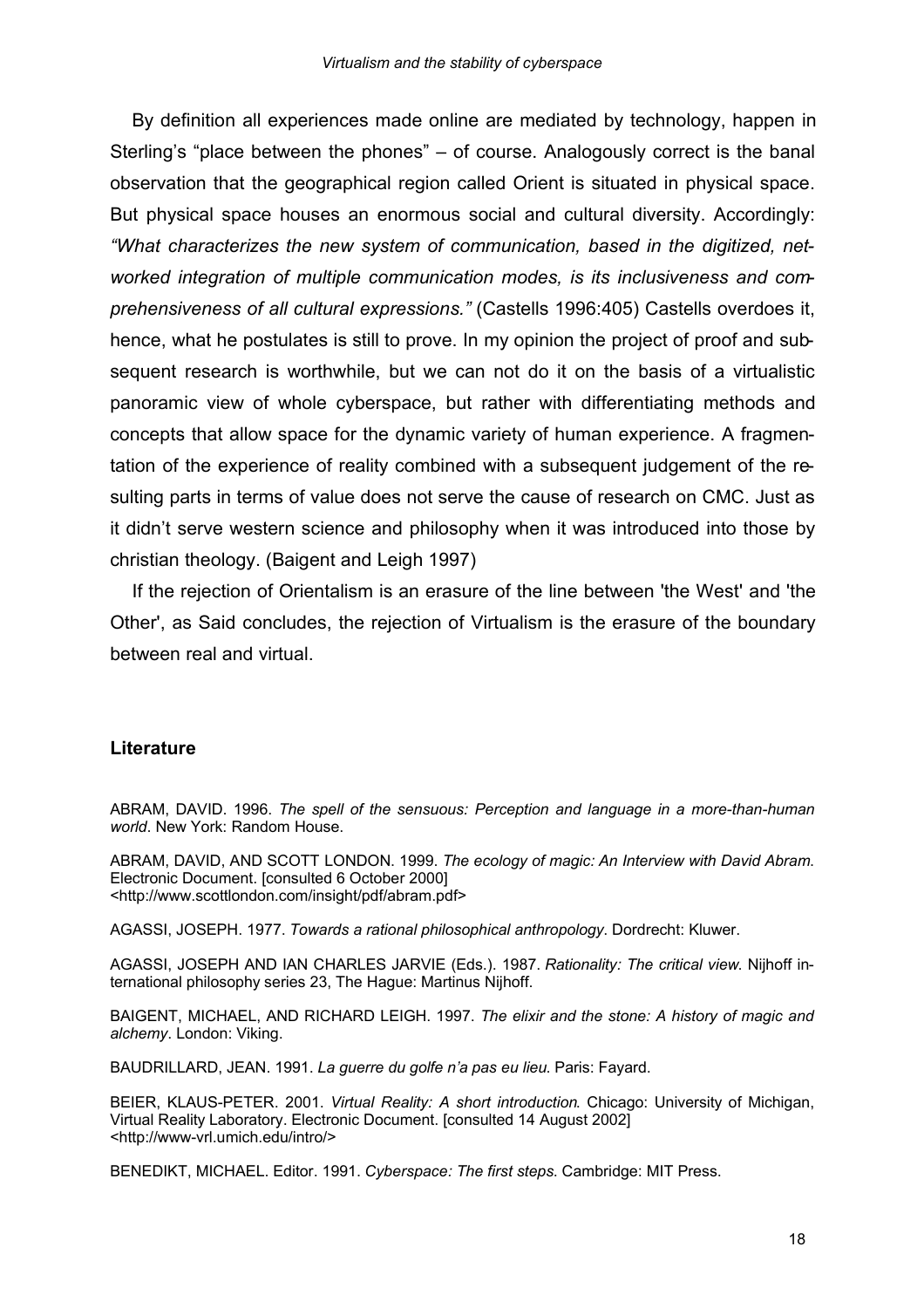By definition all experiences made online are mediated by technology, happen in Sterling's "place between the phones" – of course. Analogously correct is the banal observation that the geographical region called Orient is situated in physical space. But physical space houses an enormous social and cultural diversity. Accordingly: *"What characterizes the new system of communication, based in the digitized, networked integration of multiple communication modes, is its inclusiveness and comprehensiveness of all cultural expressions."* (Castells 1996:405) Castells overdoes it, hence, what he postulates is still to prove. In my opinion the project of proof and subsequent research is worthwhile, but we can not do it on the basis of a virtualistic panoramic view of whole cyberspace, but rather with differentiating methods and concepts that allow space for the dynamic variety of human experience. A fragmentation of the experience of reality combined with a subsequent judgement of the resulting parts in terms of value does not serve the cause of research on CMC. Just as it didn't serve western science and philosophy when it was introduced into those by christian theology. (Baigent and Leigh 1997)

If the rejection of Orientalism is an erasure of the line between 'the West' and 'the Other', as Said concludes, the rejection of Virtualism is the erasure of the boundary between real and virtual.

## Literature

ABRAM, DAVID. 1996. *The spell of the sensuous: Perception and language in a more-than-human world*. New York: Random House.

ABRAM, DAVID, AND SCOTT LONDON. 1999. *The ecology of magic: An Interview with David Abram*. Electronic Document. [consulted 6 October 2000] <http://www.scottlondon.com/insight/pdf/abram.pdf>

AGASSI, JOSEPH. 1977. *Towards a rational philosophical anthropology*. Dordrecht: Kluwer.

AGASSI, JOSEPH AND IAN CHARLES JARVIE (Eds.). 1987. *Rationality: The critical view*. Nijhoff international philosophy series 23, The Hague: Martinus Nijhoff.

BAIGENT, MICHAEL, AND RICHARD LEIGH. 1997. *The elixir and the stone: A history of magic and alchemy*. London: Viking.

BAUDRILLARD, JEAN. 1991. *La guerre du golfe n'a pas eu lieu*. Paris: Fayard.

BEIER, KLAUS-PETER. 2001. *Virtual Reality: A short introduction*. Chicago: University of Michigan, Virtual Reality Laboratory. Electronic Document. [consulted 14 August 2002] <http://www-vrl.umich.edu/intro/>

BENEDIKT, MICHAEL. Editor. 1991. *Cyberspace: The first steps*. Cambridge: MIT Press.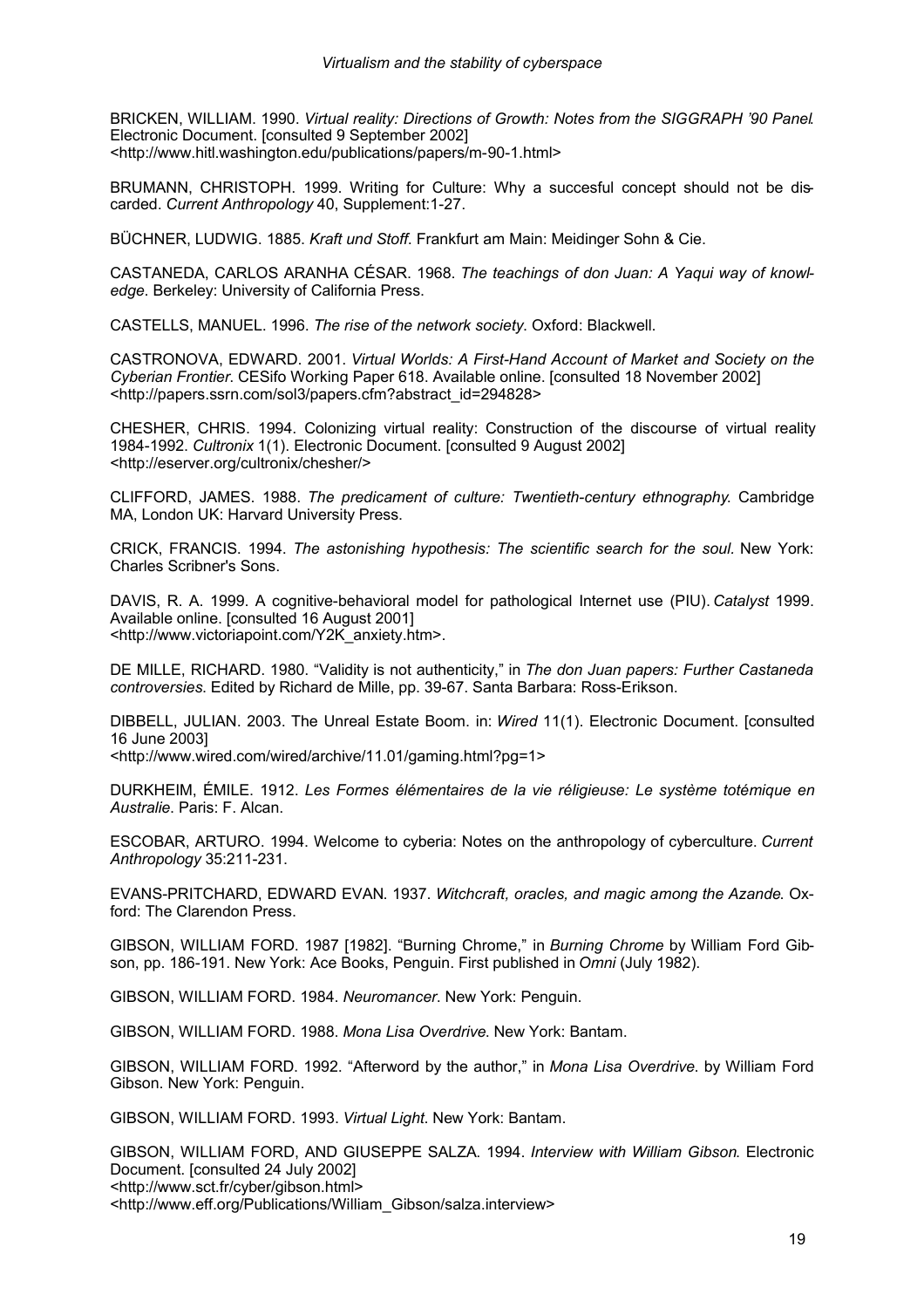BRICKEN, WILLIAM. 1990. *Virtual reality: Directions of Growth: Notes from the SIGGRAPH '90 Panel*. Electronic Document. [consulted 9 September 2002] <http://www.hitl.washington.edu/publications/papers/m-90-1.html>

BRUMANN, CHRISTOPH. 1999. Writing for Culture: Why a succesful concept should not be discarded. *Current Anthropology* 40, Supplement:1-27.

BÜCHNER, LUDWIG. 1885. *Kraft und Stoff*. Frankfurt am Main: Meidinger Sohn & Cie.

CASTANEDA, CARLOS ARANHA CÉSAR. 1968. *The teachings of don Juan: A Yaqui way of knowledge*. Berkeley: University of California Press.

CASTELLS, MANUEL. 1996. *The rise of the network society*. Oxford: Blackwell.

CASTRONOVA, EDWARD. 2001. *Virtual Worlds: A First-Hand Account of Market and Society on the Cyberian Frontier*. CESifo Working Paper 618. Available online. [consulted 18 November 2002] <http://papers.ssrn.com/sol3/papers.cfm?abstract_id=294828>

CHESHER, CHRIS. 1994. Colonizing virtual reality: Construction of the discourse of virtual reality 1984-1992. *Cultronix* 1(1). Electronic Document. [consulted 9 August 2002] <http://eserver.org/cultronix/chesher/>

CLIFFORD, JAMES. 1988. *The predicament of culture: Twentieth-century ethnography*. Cambridge MA, London UK: Harvard University Press.

CRICK, FRANCIS. 1994. *The astonishing hypothesis: The scientific search for the soul*. New York: Charles Scribner's Sons.

DAVIS, R. A. 1999. A cognitive-behavioral model for pathological Internet use (PIU). *Catalyst* 1999. Available online. [consulted 16 August 2001] <http://www.victoriapoint.com/Y2K_anxiety.htm>.

DE MILLE, RICHARD. 1980. "Validity is not authenticity," in *The don Juan papers: Further Castaneda controversies*. Edited by Richard de Mille, pp. 39-67. Santa Barbara: Ross-Erikson.

DIBBELL, JULIAN. 2003. The Unreal Estate Boom. in: *Wired* 11(1). Electronic Document. [consulted 16 June 2003] <http://www.wired.com/wired/archive/11.01/gaming.html?pg=1>

DURKHEIM, ÉMILE. 1912. *Les Formes élémentaires de la vie réligieuse: Le système totémique en Australie*. Paris: F. Alcan.

ESCOBAR, ARTURO. 1994. Welcome to cyberia: Notes on the anthropology of cyberculture. *Current Anthropology* 35:211-231.

EVANS-PRITCHARD, EDWARD EVAN. 1937. *Witchcraft, oracles, and magic among the Azande*. Oxford: The Clarendon Press.

GIBSON, WILLIAM FORD. 1987 [1982]. "Burning Chrome," in *Burning Chrome* by William Ford Gibson, pp. 186-191. New York: Ace Books, Penguin. First published in *Omni* (July 1982).

GIBSON, WILLIAM FORD. 1984. *Neuromancer*. New York: Penguin.

GIBSON, WILLIAM FORD. 1988. *Mona Lisa Overdrive*. New York: Bantam.

GIBSON, WILLIAM FORD. 1992. "Afterword by the author," in *Mona Lisa Overdrive*. by William Ford Gibson. New York: Penguin.

GIBSON, WILLIAM FORD. 1993. *Virtual Light*. New York: Bantam.

GIBSON, WILLIAM FORD, AND GIUSEPPE SALZA. 1994. *Interview with William Gibson*. Electronic Document. [consulted 24 July 2002] <http://www.sct.fr/cyber/gibson.html> <http://www.eff.org/Publications/William_Gibson/salza.interview>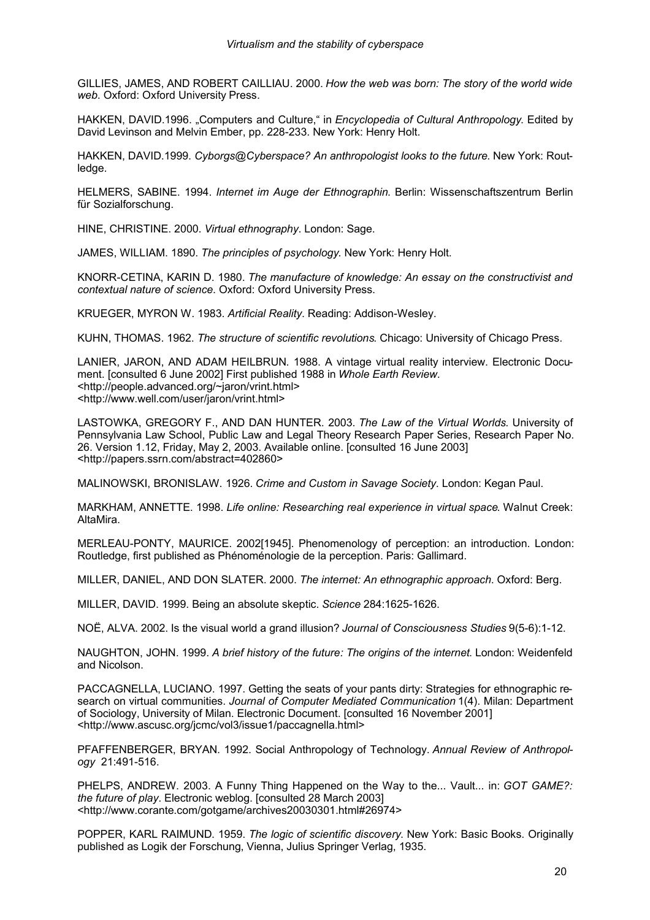GILLIES, JAMES, AND ROBERT CAILLIAU. 2000. *How the web was born: The story of the world wide web*. Oxford: Oxford University Press.

HAKKEN, DAVID.1996. „Computers and Culture," in *Encyclopedia of Cultural Anthropology*. Edited by David Levinson and Melvin Ember, pp. 228-233. New York: Henry Holt.

HAKKEN, DAVID.1999. *Cyborgs@Cyberspace? An anthropologist looks to the future*. New York: Routledge.

HELMERS, SABINE. 1994. *Internet im Auge der Ethnographin*. Berlin: Wissenschaftszentrum Berlin für Sozialforschung.

HINE, CHRISTINE. 2000. *Virtual ethnography*. London: Sage.

JAMES, WILLIAM. 1890. *The principles of psychology*. New York: Henry Holt.

KNORR-CETINA, KARIN D. 1980. *The manufacture of knowledge: An essay on the constructivist and contextual nature of science*. Oxford: Oxford University Press.

KRUEGER, MYRON W. 1983. *Artificial Reality*. Reading: Addison-Wesley.

KUHN, THOMAS. 1962. *The structure of scientific revolutions*. Chicago: University of Chicago Press.

LANIER, JARON, AND ADAM HEILBRUN. 1988. A vintage virtual reality interview. Electronic Document. [consulted 6 June 2002] First published 1988 in *Whole Earth Review*. <http://people.advanced.org/~jaron/vrint.html> <http://www.well.com/user/jaron/vrint.html>

LASTOWKA, GREGORY F., AND DAN HUNTER. 2003. *The Law of the Virtual Worlds*. University of Pennsylvania Law School, Public Law and Legal Theory Research Paper Series, Research Paper No. 26. Version 1.12, Friday, May 2, 2003. Available online. [consulted 16 June 2003] <http://papers.ssrn.com/abstract=402860>

MALINOWSKI, BRONISLAW. 1926. *Crime and Custom in Savage Society*. London: Kegan Paul.

MARKHAM, ANNETTE. 1998. *Life online: Researching real experience in virtual space*. Walnut Creek: AltaMira.

MERLEAU-PONTY, MAURICE. 2002[1945]. Phenomenology of perception: an introduction. London: Routledge, first published as Phénoménologie de la perception. Paris: Gallimard.

MILLER, DANIEL, AND DON SLATER. 2000. *The internet: An ethnographic approach*. Oxford: Berg.

MILLER, DAVID. 1999. Being an absolute skeptic. *Science* 284:1625-1626.

NOË, ALVA. 2002. Is the visual world a grand illusion? *Journal of Consciousness Studies* 9(5-6):1-12.

NAUGHTON, JOHN. 1999. *A brief history of the future: The origins of the internet*. London: Weidenfeld and Nicolson.

PACCAGNELLA, LUCIANO. 1997. Getting the seats of your pants dirty: Strategies for ethnographic research on virtual communities. *Journal of Computer Mediated Communication* 1(4). Milan: Department of Sociology, University of Milan. Electronic Document. [consulted 16 November 2001] <http://www.ascusc.org/jcmc/vol3/issue1/paccagnella.html>

PFAFFENBERGER, BRYAN. 1992. Social Anthropology of Technology. *Annual Review of Anthropology* 21:491-516.

PHELPS, ANDREW. 2003. A Funny Thing Happened on the Way to the... Vault... in: *GOT GAME?: the future of play*. Electronic weblog. [consulted 28 March 2003] <http://www.corante.com/gotgame/archives20030301.html#26974>

POPPER, KARL RAIMUND. 1959. *The logic of scientific discovery*. New York: Basic Books. Originally published as Logik der Forschung, Vienna, Julius Springer Verlag, 1935.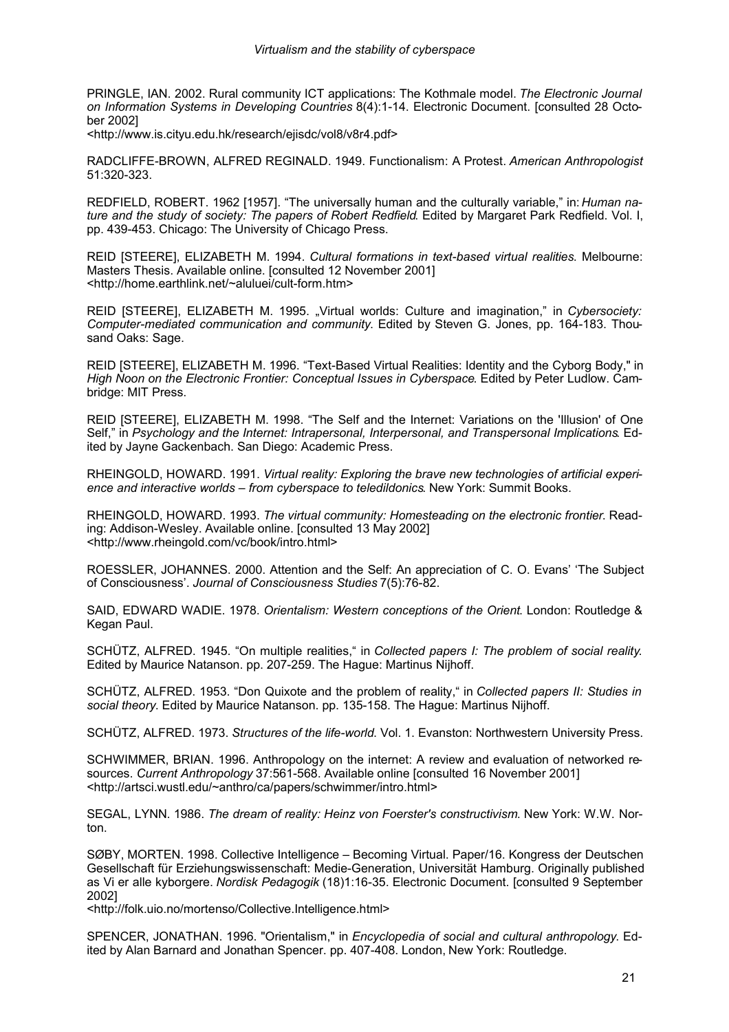PRINGLE, IAN. 2002. Rural community ICT applications: The Kothmale model. *The Electronic Journal on Information Systems in Developing Countries* 8(4):1-14. Electronic Document. [consulted 28 October 2002]
<http://www.is.cityu.edu.hk/research/ejisdc/vol8/v8r4.pdf>

RADCLIFFE-BROWN, ALFRED REGINALD. 1949. Functionalism: A Protest. *American Anthropologist* 51:320-323.

REDFIELD, ROBERT. 1962 [1957]. "The universally human and the culturally variable," in: *Human nature and the study of society: The papers of Robert Redfield*. Edited by Margaret Park Redfield. Vol. I, pp. 439-453. Chicago: The University of Chicago Press.

REID [STEERE], ELIZABETH M. 1994. *Cultural formations in text-based virtual realities*. Melbourne: Masters Thesis. Available online. [consulted 12 November 2001]
<http://home.earthlink.net/~aluluei/cult-form.htm>

REID [STEERE], ELIZABETH M. 1995. „Virtual worlds: Culture and imagination," in *Cybersociety: Computer-mediated communication and community*. Edited by Steven G. Jones, pp. 164-183. Thousand Oaks: Sage.

REID [STEERE], ELIZABETH M. 1996. "Text-Based Virtual Realities: Identity and the Cyborg Body," in *High Noon on the Electronic Frontier: Conceptual Issues in Cyberspace*. Edited by Peter Ludlow. Cambridge: MIT Press.

REID [STEERE], ELIZABETH M. 1998. "The Self and the Internet: Variations on the 'Illusion' of One Self," in *Psychology and the Internet: Intrapersonal, Interpersonal, and Transpersonal Implications*. Edited by Jayne Gackenbach. San Diego: Academic Press.

RHEINGOLD, HOWARD. 1991. *Virtual reality: Exploring the brave new technologies of artificial experience and interactive worlds – from cyberspace to teledildonics*. New York: Summit Books.

RHEINGOLD, HOWARD. 1993. *The virtual community: Homesteading on the electronic frontier*. Reading: Addison-Wesley. Available online. [consulted 13 May 2002]
<http://www.rheingold.com/vc/book/intro.html>

ROESSLER, JOHANNES. 2000. Attention and the Self: An appreciation of C. O. Evans' 'The Subject of Consciousness'. *Journal of Consciousness Studies* 7(5):76-82.

SAID, EDWARD WADIE. 1978. *Orientalism: Western conceptions of the Orient*. London: Routledge & Kegan Paul.

SCHÜTZ, ALFRED. 1945. "On multiple realities," in *Collected papers I: The problem of social reality*. Edited by Maurice Natanson. pp. 207-259. The Hague: Martinus Nijhoff.

SCHÜTZ, ALFRED. 1953. "Don Quixote and the problem of reality," in *Collected papers II: Studies in social theory*. Edited by Maurice Natanson. pp. 135-158. The Hague: Martinus Nijhoff.

SCHÜTZ, ALFRED. 1973. *Structures of the life-world*. Vol. 1. Evanston: Northwestern University Press.

SCHWIMMER, BRIAN. 1996. Anthropology on the internet: A review and evaluation of networked resources. *Current Anthropology* 37:561-568. Available online [consulted 16 November 2001]
<http://artsci.wustl.edu/~anthro/ca/papers/schwimmer/intro.html>

SEGAL, LYNN. 1986. *The dream of reality: Heinz von Foerster's constructivism*. New York: W.W. Norton.

SØBY, MORTEN. 1998. Collective Intelligence – Becoming Virtual. Paper/16. Kongress der Deutschen Gesellschaft für Erziehungswissenschaft: Medie-Generation, Universität Hamburg. Originally published as Vi er alle kyborgere. *Nordisk Pedagogik* (18)1:16-35. Electronic Document. [consulted 9 September 2002]
<http://folk.uio.no/mortenso/Collective.Intelligence.html>

SPENCER, JONATHAN. 1996. "Orientalism," in *Encyclopedia of social and cultural anthropology*. Edited by Alan Barnard and Jonathan Spencer. pp. 407-408. London, New York: Routledge.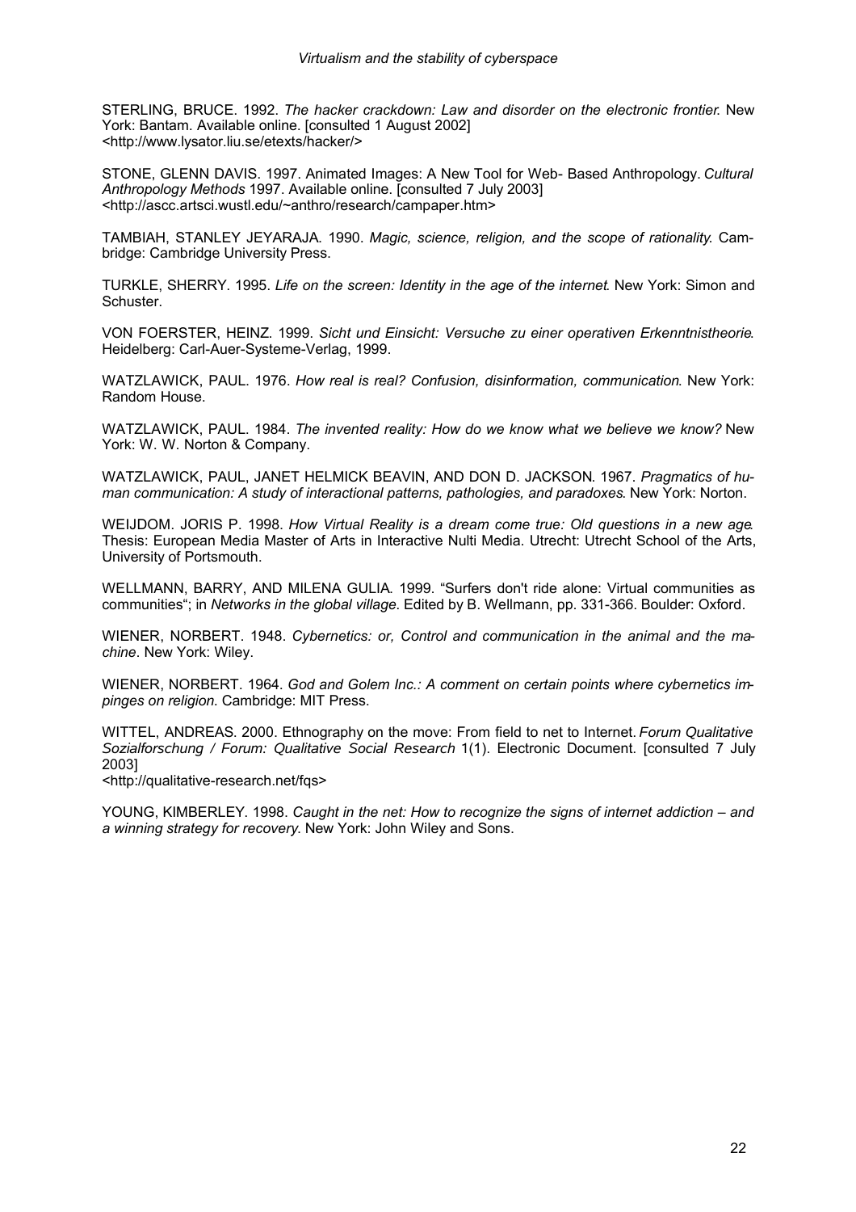STERLING, BRUCE. 1992. *The hacker crackdown: Law and disorder on the electronic frontier*. New York: Bantam. Available online. [consulted 1 August 2002] <http://www.lysator.liu.se/etexts/hacker/>

STONE, GLENN DAVIS. 1997. Animated Images: A New Tool for Web- Based Anthropology. *Cultural Anthropology Methods* 1997. Available online. [consulted 7 July 2003] <http://ascc.artsci.wustl.edu/~anthro/research/campaper.htm>

TAMBIAH, STANLEY JEYARAJA. 1990. *Magic, science, religion, and the scope of rationality*. Cambridge: Cambridge University Press.

TURKLE, SHERRY. 1995. *Life on the screen: Identity in the age of the internet*. New York: Simon and Schuster.

VON FOERSTER, HEINZ. 1999. *Sicht und Einsicht: Versuche zu einer operativen Erkenntnistheorie*. Heidelberg: Carl-Auer-Systeme-Verlag, 1999.

WATZLAWICK, PAUL. 1976. *How real is real? Confusion, disinformation, communication*. New York: Random House.

WATZLAWICK, PAUL. 1984. *The invented reality: How do we know what we believe we know?* New York: W. W. Norton & Company.

WATZLAWICK, PAUL, JANET HELMICK BEAVIN, AND DON D. JACKSON. 1967. *Pragmatics of human communication: A study of interactional patterns, pathologies, and paradoxes*. New York: Norton.

WEIJDOM. JORIS P. 1998. *How Virtual Reality is a dream come true: Old questions in a new age*. Thesis: European Media Master of Arts in Interactive Nulti Media. Utrecht: Utrecht School of the Arts, University of Portsmouth.

WELLMANN, BARRY, AND MILENA GULIA. 1999. "Surfers don't ride alone: Virtual communities as communities"; in *Networks in the global village*. Edited by B. Wellmann, pp. 331-366. Boulder: Oxford.

WIENER, NORBERT. 1948. *Cybernetics: or, Control and communication in the animal and the machine*. New York: Wiley.

WIENER, NORBERT. 1964. *God and Golem Inc.: A comment on certain points where cybernetics impinges on religion*. Cambridge: MIT Press.

WITTEL, ANDREAS. 2000. Ethnography on the move: From field to net to Internet. *Forum Qualitative Sozialforschung / Forum: Qualitative Social Research* 1(1). Electronic Document. [consulted 7 July 2003] <http://qualitative-research.net/fqs>

YOUNG, KIMBERLEY. 1998. *Caught in the net: How to recognize the signs of internet addiction – and a winning strategy for recovery*. New York: John Wiley and Sons.